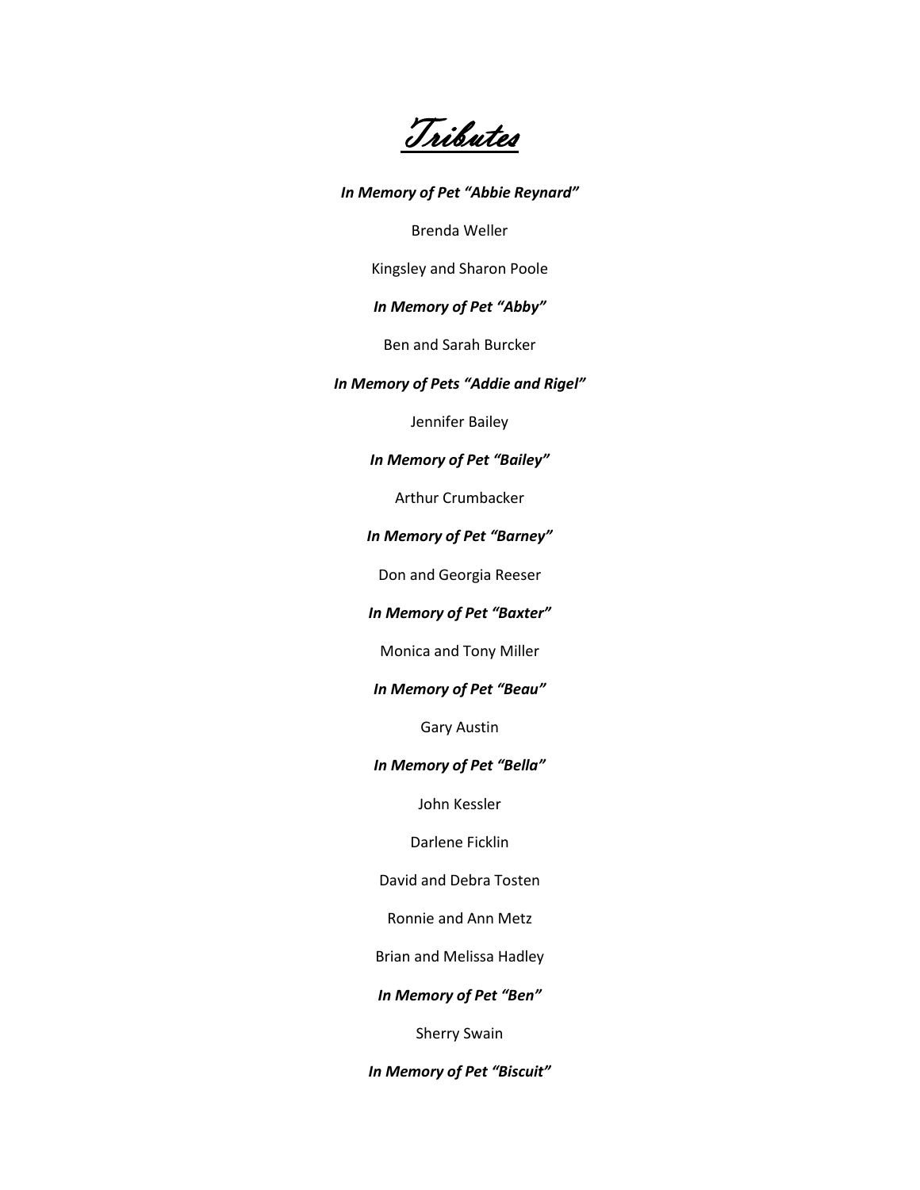# Tributes

***In Memory of Pet "Abbie Reynard"***

Brenda Weller

Kingsley and Sharon Poole

***In Memory of Pet "Abby"***

Ben and Sarah Burcker

***In Memory of Pets "Addie and Rigel"***

Jennifer Bailey

***In Memory of Pet "Bailey"***

Arthur Crumbacker

***In Memory of Pet "Barney"***

Don and Georgia Reeser

***In Memory of Pet "Baxter"***

Monica and Tony Miller

***In Memory of Pet "Beau"***

Gary Austin

***In Memory of Pet "Bella"***

John Kessler

Darlene Ficklin

David and Debra Tosten

Ronnie and Ann Metz

Brian and Melissa Hadley

***In Memory of Pet "Ben"***

Sherry Swain

***In Memory of Pet "Biscuit"***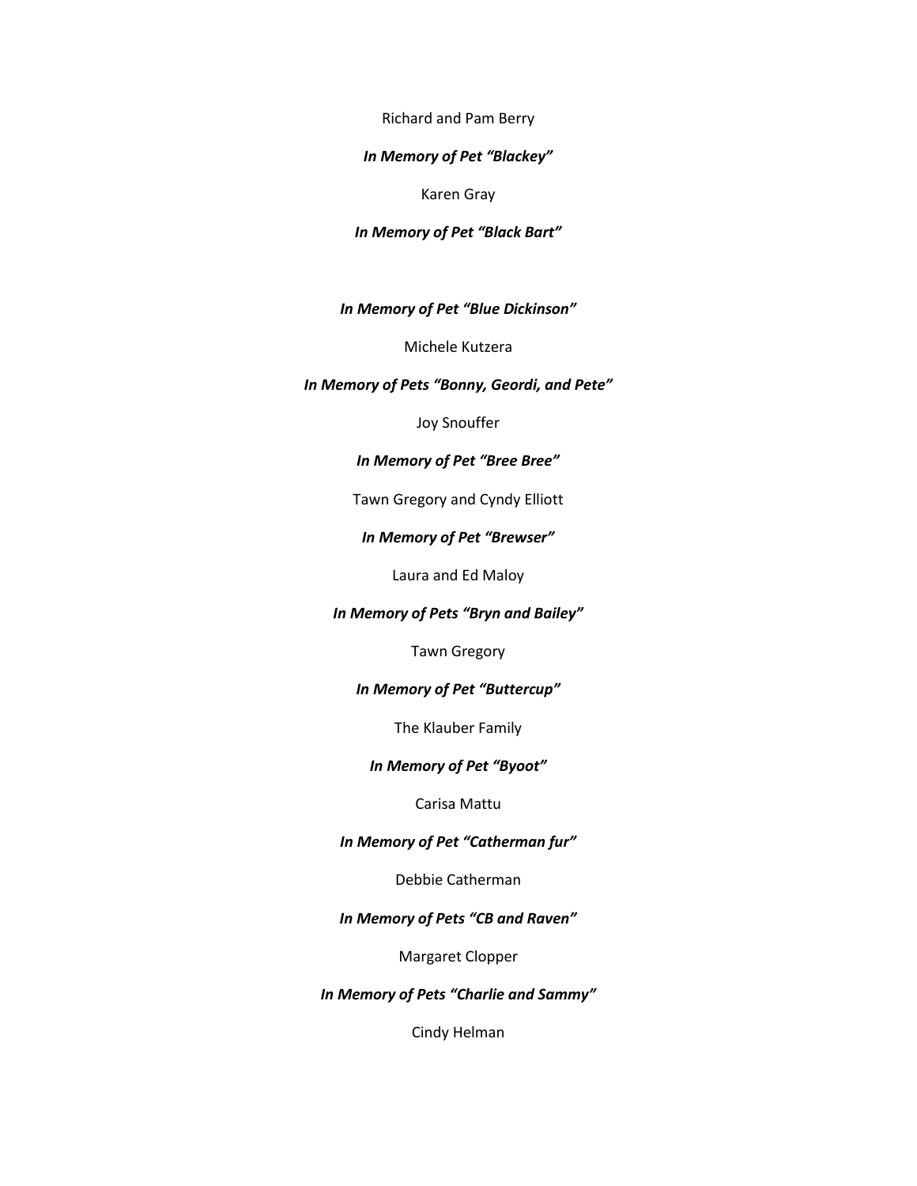Richard and Pam Berry

***In Memory of Pet "Blackey"***

Karen Gray

***In Memory of Pet "Black Bart"***

***In Memory of Pet "Blue Dickinson"***

Michele Kutzera

***In Memory of Pets "Bonny, Geordi, and Pete"***

Joy Snouffer

***In Memory of Pet "Bree Bree"***

Tawn Gregory and Cyndy Elliott

***In Memory of Pet "Brewser"***

Laura and Ed Maloy

***In Memory of Pets "Bryn and Bailey"***

Tawn Gregory

***In Memory of Pet "Buttercup"***

The Klauber Family

***In Memory of Pet "Byoot"***

Carisa Mattu

***In Memory of Pet "Catherman fur"***

Debbie Catherman

***In Memory of Pets "CB and Raven"***

Margaret Clopper

***In Memory of Pets "Charlie and Sammy"***

Cindy Helman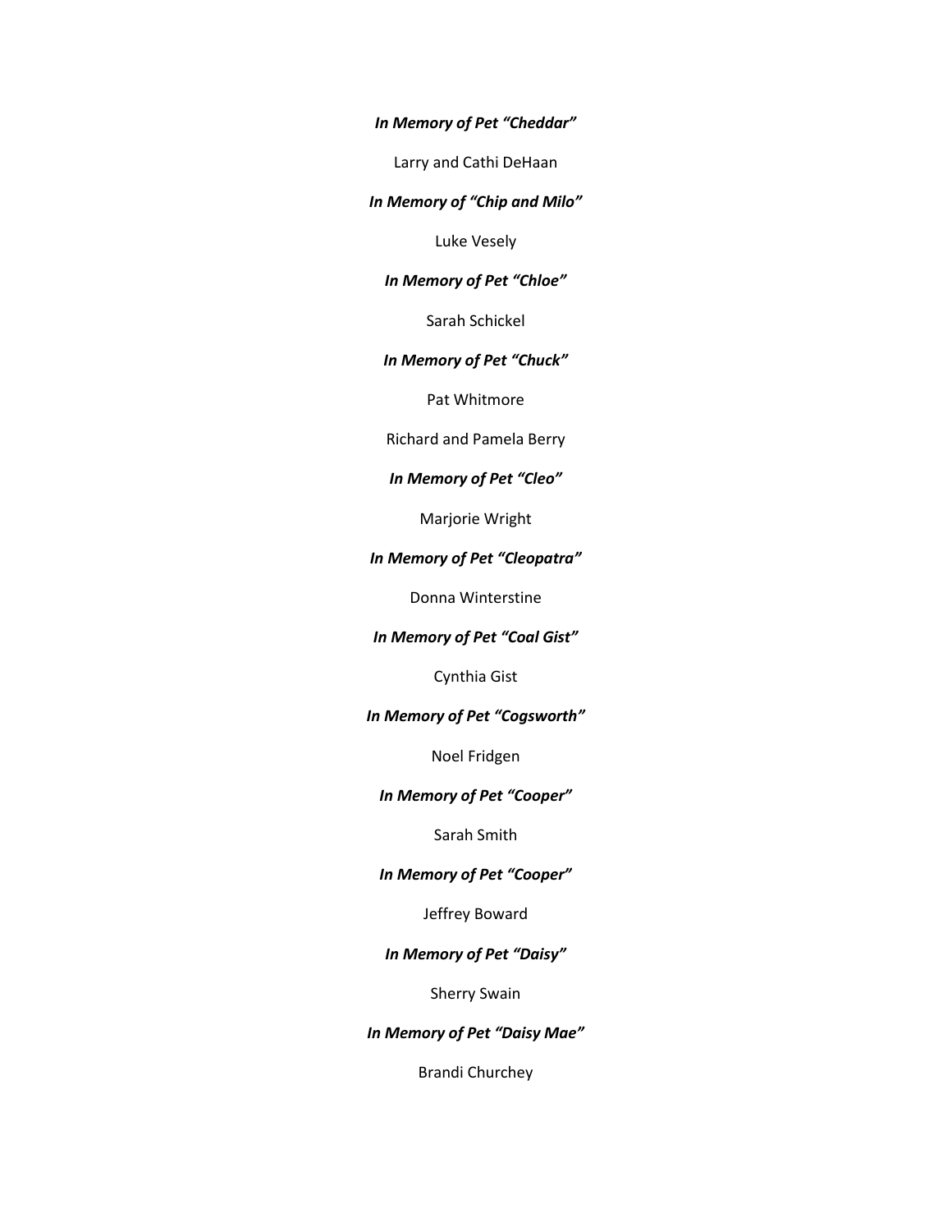***In Memory of Pet "Cheddar"***

Larry and Cathi DeHaan

***In Memory of "Chip and Milo"***

Luke Vesely

***In Memory of Pet "Chloe"***

Sarah Schickel

***In Memory of Pet "Chuck"***

Pat Whitmore

Richard and Pamela Berry

***In Memory of Pet "Cleo"***

Marjorie Wright

***In Memory of Pet "Cleopatra"***

Donna Winterstine

***In Memory of Pet "Coal Gist"***

Cynthia Gist

***In Memory of Pet "Cogsworth"***

Noel Fridgen

***In Memory of Pet "Cooper"***

Sarah Smith

***In Memory of Pet "Cooper"***

Jeffrey Boward

***In Memory of Pet "Daisy"***

Sherry Swain

***In Memory of Pet "Daisy Mae"***

Brandi Churchey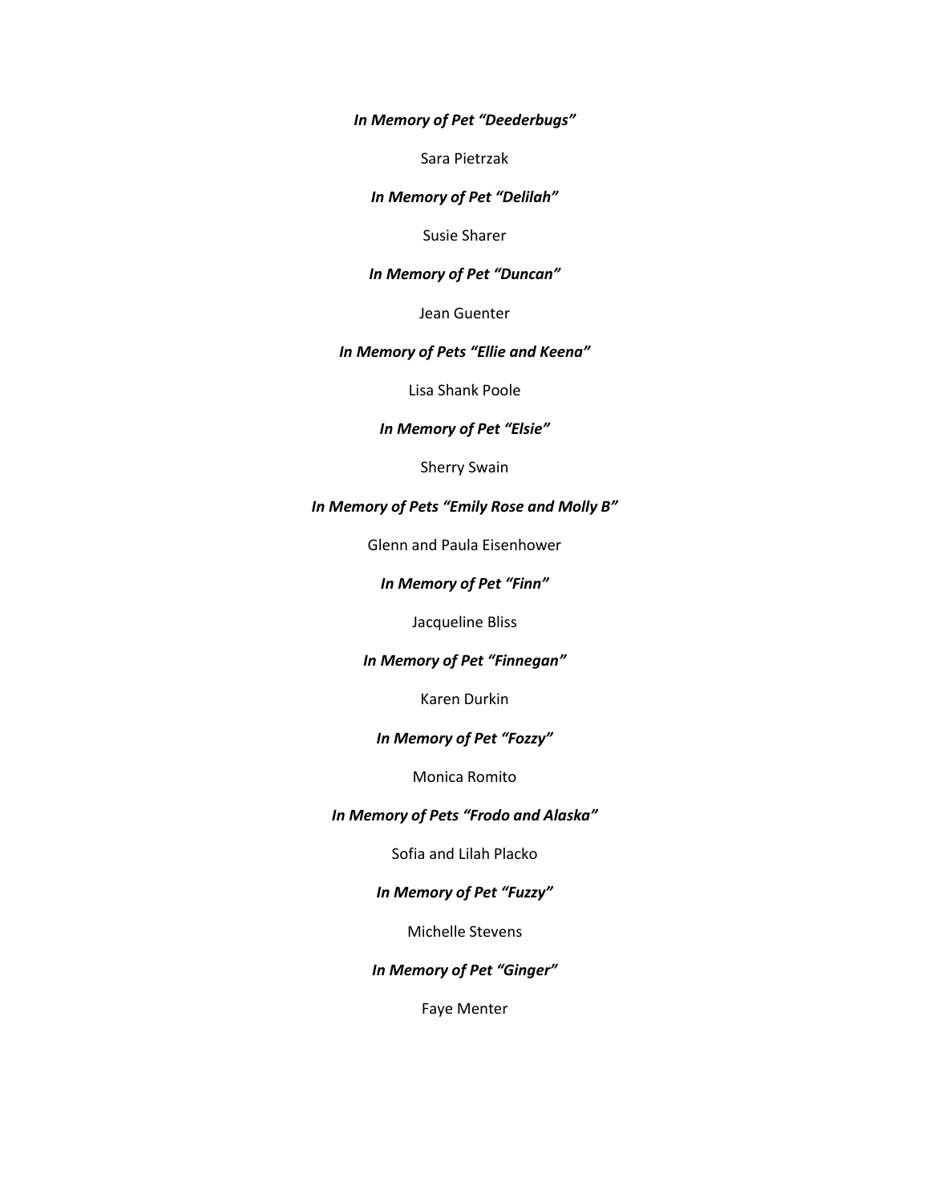***In Memory of Pet "Deederbugs"***

Sara Pietrzak

***In Memory of Pet "Delilah"***

Susie Sharer

***In Memory of Pet "Duncan"***

Jean Guenter

***In Memory of Pets "Ellie and Keena"***

Lisa Shank Poole

***In Memory of Pet "Elsie"***

Sherry Swain

***In Memory of Pets "Emily Rose and Molly B"***

Glenn and Paula Eisenhower

***In Memory of Pet "Finn"***

Jacqueline Bliss

***In Memory of Pet "Finnegan"***

Karen Durkin

***In Memory of Pet "Fozzy"***

Monica Romito

***In Memory of Pets "Frodo and Alaska"***

Sofia and Lilah Placko

***In Memory of Pet "Fuzzy"***

Michelle Stevens

***In Memory of Pet "Ginger"***

Faye Menter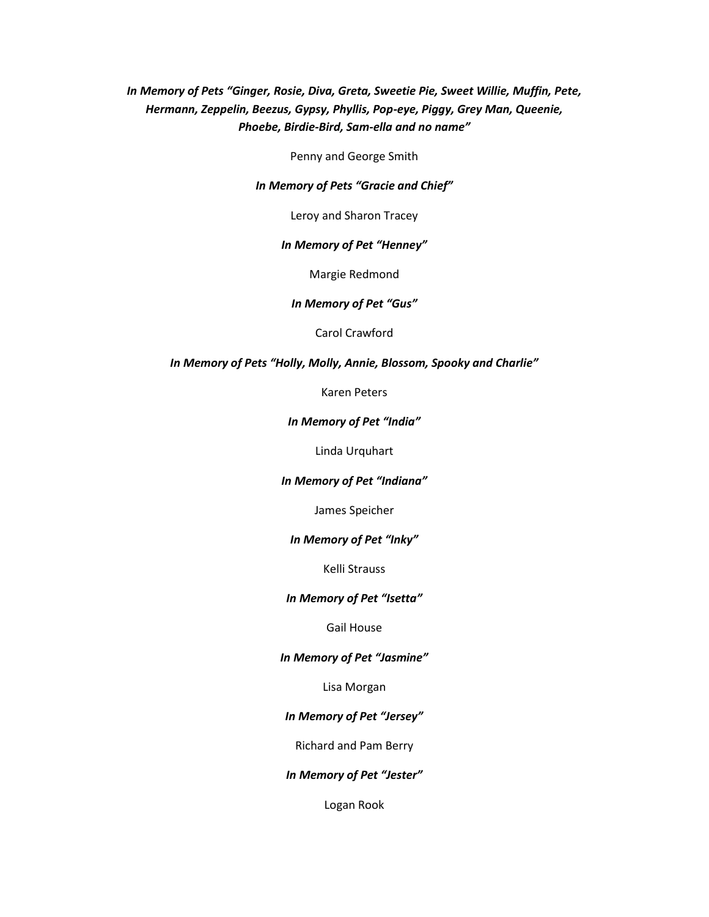***In Memory of Pets "Ginger, Rosie, Diva, Greta, Sweetie Pie, Sweet Willie, Muffin, Pete, Hermann, Zeppelin, Beezus, Gypsy, Phyllis, Pop-eye, Piggy, Grey Man, Queenie, Phoebe, Birdie-Bird, Sam-ella and no name"***

Penny and George Smith

***In Memory of Pets "Gracie and Chief"***

Leroy and Sharon Tracey

***In Memory of Pet "Henney"***

Margie Redmond

***In Memory of Pet "Gus"***

Carol Crawford

***In Memory of Pets "Holly, Molly, Annie, Blossom, Spooky and Charlie"***

Karen Peters

***In Memory of Pet "India"***

Linda Urquhart

***In Memory of Pet "Indiana"***

James Speicher

***In Memory of Pet "Inky"***

Kelli Strauss

***In Memory of Pet "Isetta"***

Gail House

***In Memory of Pet "Jasmine"***

Lisa Morgan

***In Memory of Pet "Jersey"***

Richard and Pam Berry

***In Memory of Pet "Jester"***

Logan Rook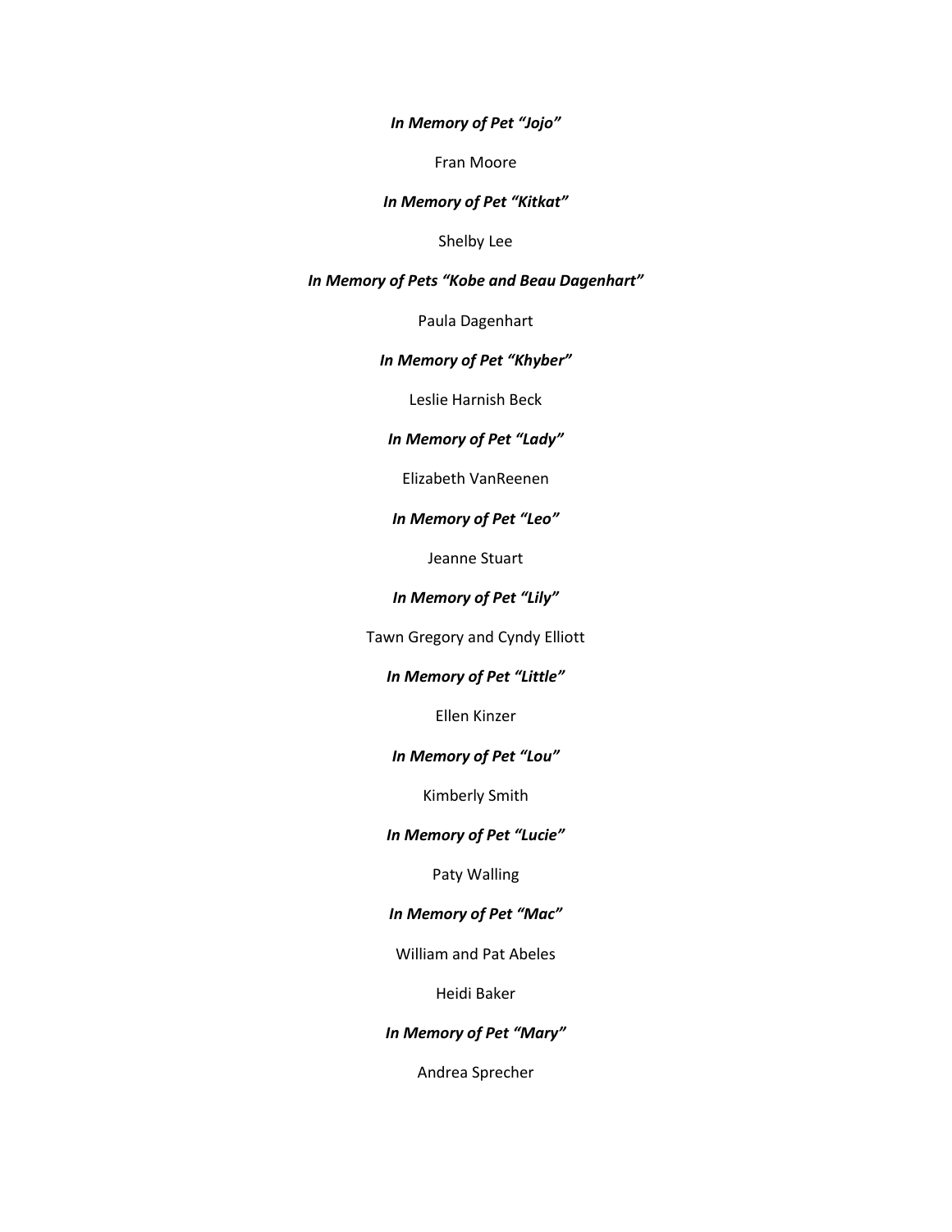***In Memory of Pet "Jojo"***

Fran Moore

***In Memory of Pet "Kitkat"***

Shelby Lee

***In Memory of Pets "Kobe and Beau Dagenhart"***

Paula Dagenhart

***In Memory of Pet "Khyber"***

Leslie Harnish Beck

***In Memory of Pet "Lady"***

Elizabeth VanReenen

***In Memory of Pet "Leo"***

Jeanne Stuart

***In Memory of Pet "Lily"***

Tawn Gregory and Cyndy Elliott

***In Memory of Pet "Little"***

Ellen Kinzer

***In Memory of Pet "Lou"***

Kimberly Smith

***In Memory of Pet "Lucie"***

Paty Walling

***In Memory of Pet "Mac"***

William and Pat Abeles

Heidi Baker

***In Memory of Pet "Mary"***

Andrea Sprecher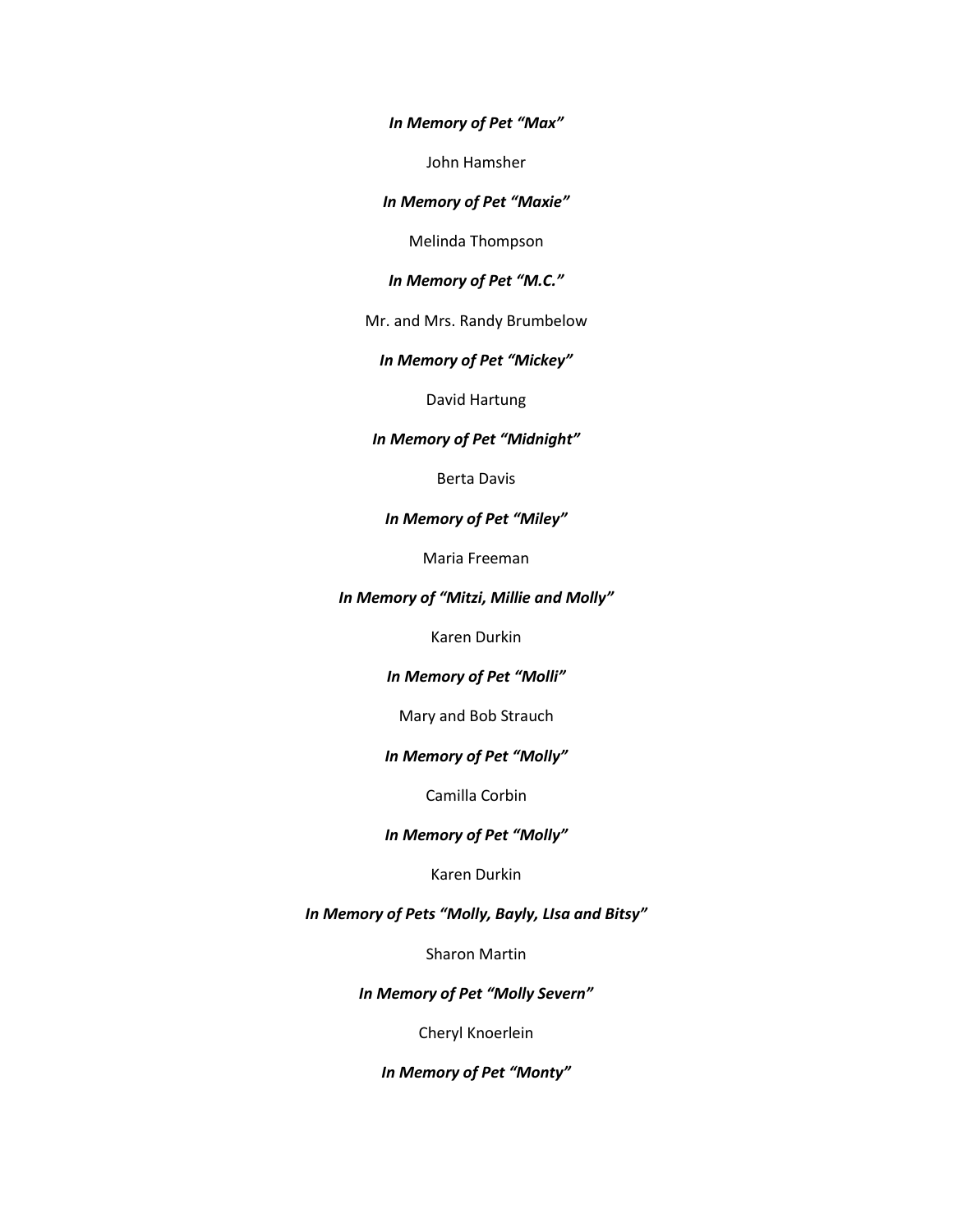***In Memory of Pet "Max"***

John Hamsher

***In Memory of Pet "Maxie"***

Melinda Thompson

***In Memory of Pet "M.C."***

Mr. and Mrs. Randy Brumbelow

***In Memory of Pet "Mickey"***

David Hartung

***In Memory of Pet "Midnight"***

Berta Davis

***In Memory of Pet "Miley"***

Maria Freeman

***In Memory of "Mitzi, Millie and Molly"***

Karen Durkin

***In Memory of Pet "Molli"***

Mary and Bob Strauch

***In Memory of Pet "Molly"***

Camilla Corbin

***In Memory of Pet "Molly"***

Karen Durkin

***In Memory of Pets "Molly, Bayly, LIsa and Bitsy"***

Sharon Martin

***In Memory of Pet "Molly Severn"***

Cheryl Knoerlein

***In Memory of Pet "Monty"***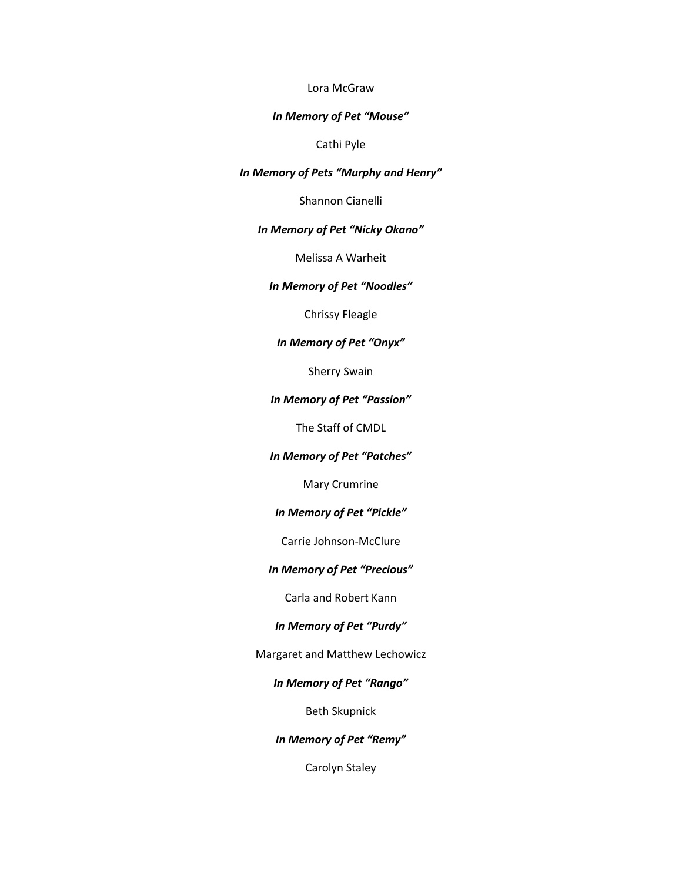Lora McGraw

***In Memory of Pet "Mouse"***

Cathi Pyle

***In Memory of Pets "Murphy and Henry"***

Shannon Cianelli

***In Memory of Pet "Nicky Okano"***

Melissa A Warheit

***In Memory of Pet "Noodles"***

Chrissy Fleagle

***In Memory of Pet "Onyx"***

Sherry Swain

***In Memory of Pet "Passion"***

The Staff of CMDL

***In Memory of Pet "Patches"***

Mary Crumrine

***In Memory of Pet "Pickle"***

Carrie Johnson-McClure

***In Memory of Pet "Precious"***

Carla and Robert Kann

***In Memory of Pet "Purdy"***

Margaret and Matthew Lechowicz

***In Memory of Pet "Rango"***

Beth Skupnick

***In Memory of Pet "Remy"***

Carolyn Staley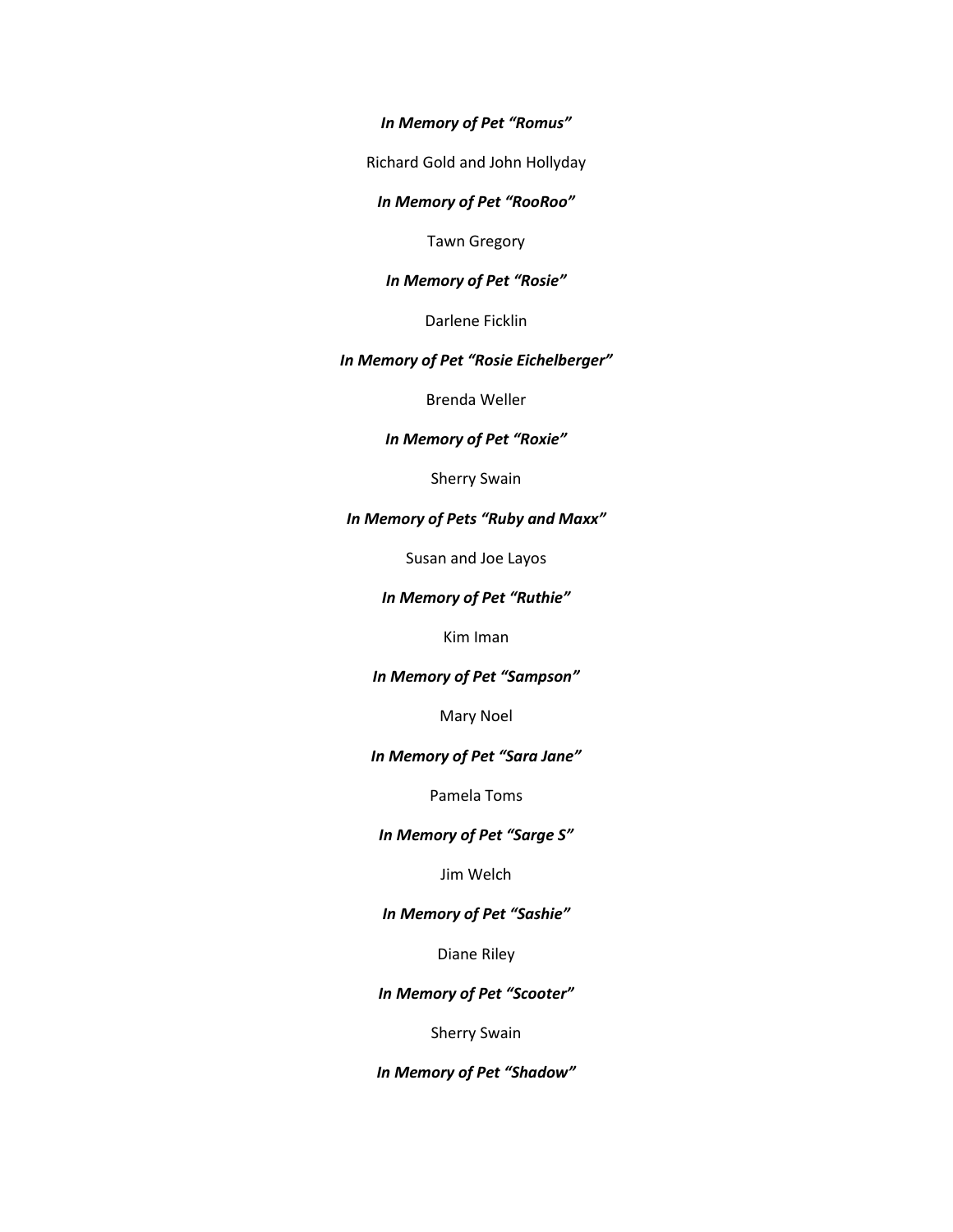***In Memory of Pet "Romus"***

Richard Gold and John Hollyday

***In Memory of Pet "RooRoo"***

Tawn Gregory

***In Memory of Pet "Rosie"***

Darlene Ficklin

***In Memory of Pet "Rosie Eichelberger"***

Brenda Weller

***In Memory of Pet "Roxie"***

Sherry Swain

***In Memory of Pets "Ruby and Maxx"***

Susan and Joe Layos

***In Memory of Pet "Ruthie"***

Kim Iman

***In Memory of Pet "Sampson"***

Mary Noel

***In Memory of Pet "Sara Jane"***

Pamela Toms

***In Memory of Pet "Sarge S"***

Jim Welch

***In Memory of Pet "Sashie"***

Diane Riley

***In Memory of Pet "Scooter"***

Sherry Swain

***In Memory of Pet "Shadow"***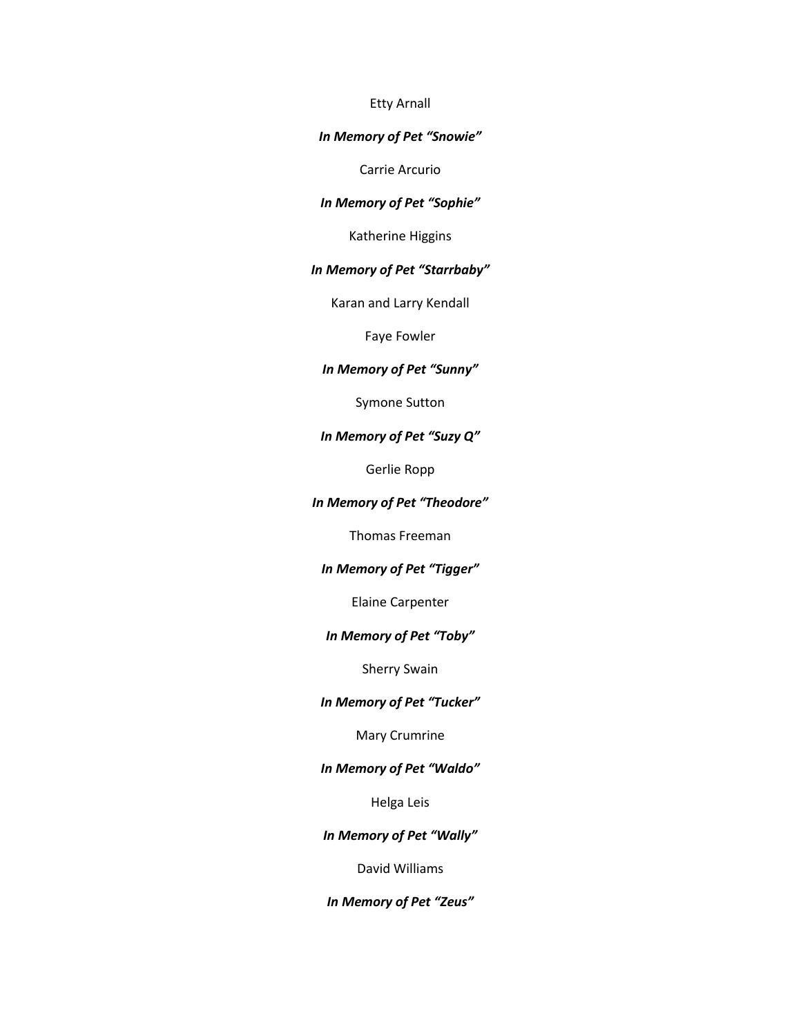Etty Arnall

***In Memory of Pet "Snowie"***

Carrie Arcurio

***In Memory of Pet "Sophie"***

Katherine Higgins

***In Memory of Pet "Starrbaby"***

Karan and Larry Kendall

Faye Fowler

***In Memory of Pet "Sunny"***

Symone Sutton

***In Memory of Pet "Suzy Q"***

Gerlie Ropp

***In Memory of Pet "Theodore"***

Thomas Freeman

***In Memory of Pet "Tigger"***

Elaine Carpenter

***In Memory of Pet "Toby"***

Sherry Swain

***In Memory of Pet "Tucker"***

Mary Crumrine

***In Memory of Pet "Waldo"***

Helga Leis

***In Memory of Pet "Wally"***

David Williams

***In Memory of Pet "Zeus"***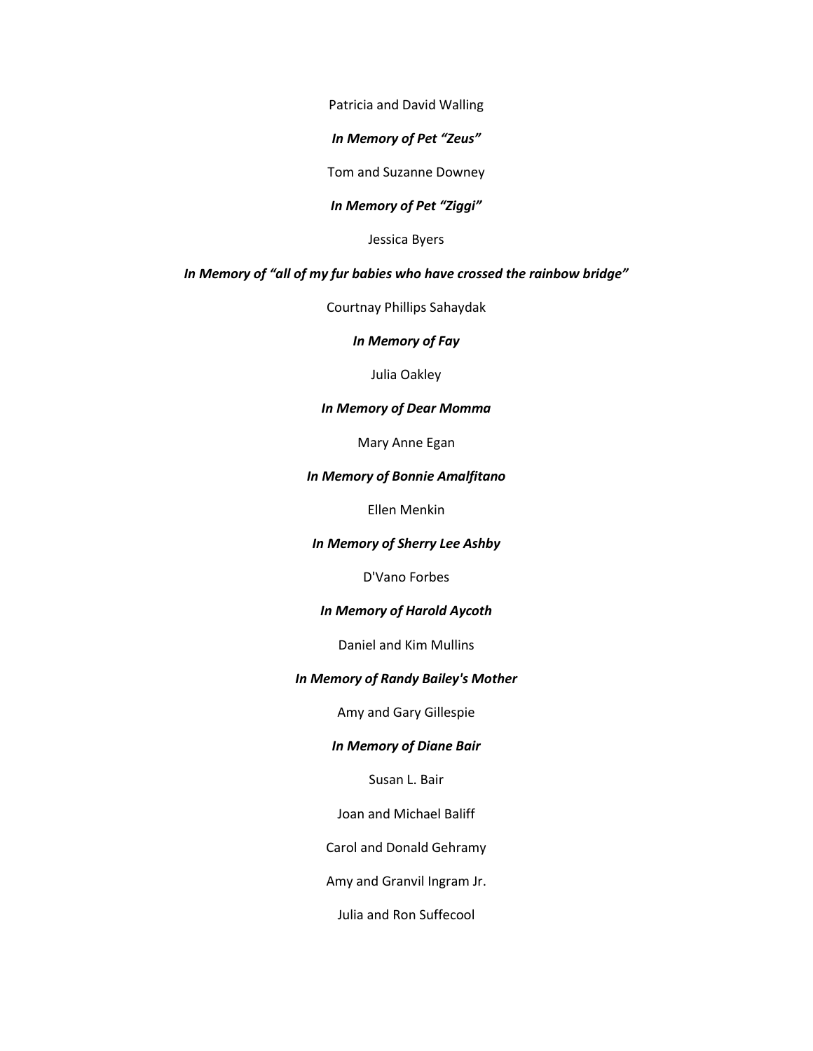Patricia and David Walling

***In Memory of Pet "Zeus"***

Tom and Suzanne Downey

***In Memory of Pet "Ziggi"***

Jessica Byers

***In Memory of "all of my fur babies who have crossed the rainbow bridge"***

Courtnay Phillips Sahaydak

***In Memory of Fay***

Julia Oakley

***In Memory of Dear Momma***

Mary Anne Egan

***In Memory of Bonnie Amalfitano***

Ellen Menkin

***In Memory of Sherry Lee Ashby***

D'Vano Forbes

***In Memory of Harold Aycoth***

Daniel and Kim Mullins

***In Memory of Randy Bailey's Mother***

Amy and Gary Gillespie

***In Memory of Diane Bair***

Susan L. Bair

Joan and Michael Baliff

Carol and Donald Gehramy

Amy and Granvil Ingram Jr.

Julia and Ron Suffecool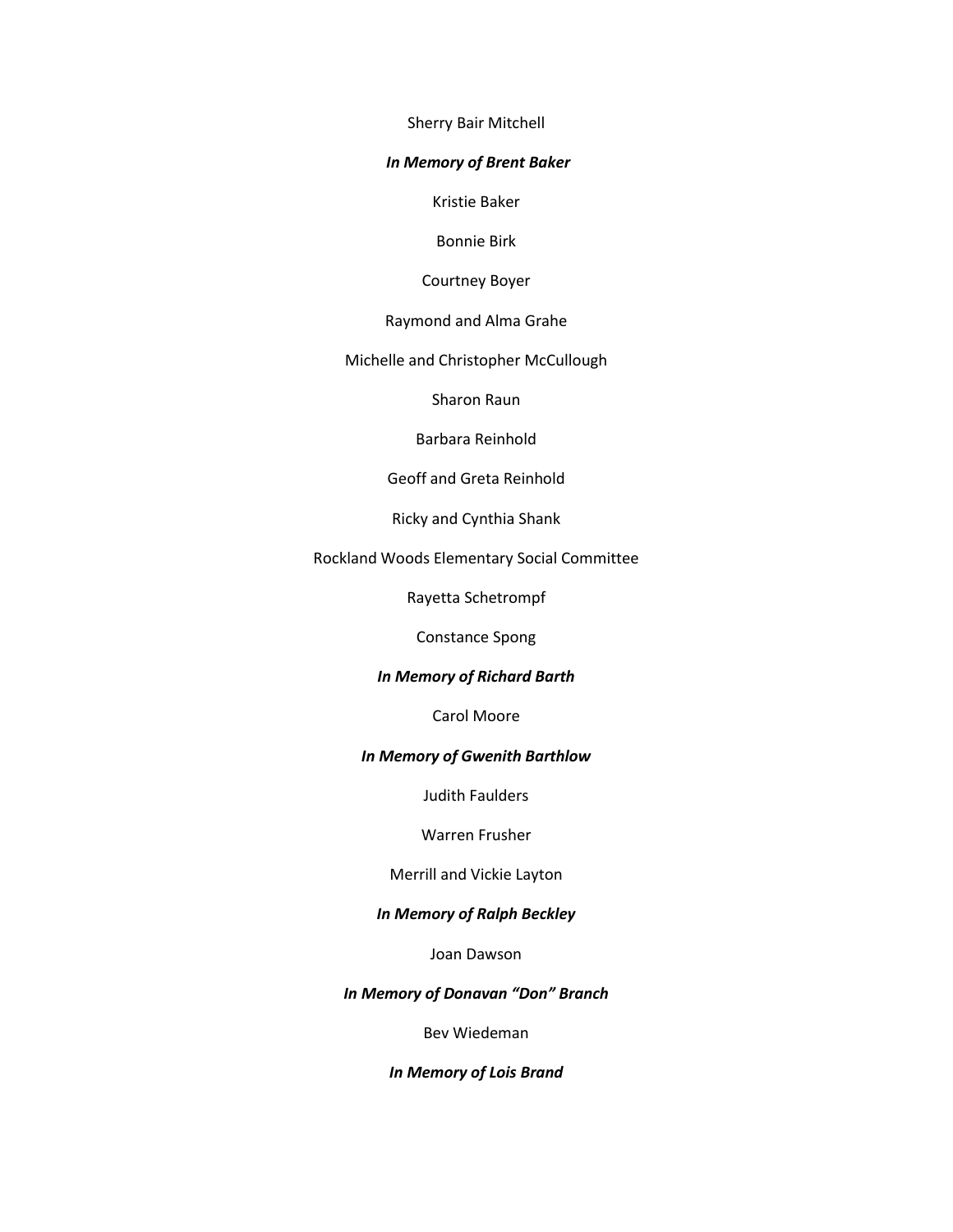Sherry Bair Mitchell

***In Memory of Brent Baker***

Kristie Baker

Bonnie Birk

Courtney Boyer

Raymond and Alma Grahe

Michelle and Christopher McCullough

Sharon Raun

Barbara Reinhold

Geoff and Greta Reinhold

Ricky and Cynthia Shank

Rockland Woods Elementary Social Committee

Rayetta Schetrompf

Constance Spong

***In Memory of Richard Barth***

Carol Moore

***In Memory of Gwenith Barthlow***

Judith Faulders

Warren Frusher

Merrill and Vickie Layton

***In Memory of Ralph Beckley***

Joan Dawson

***In Memory of Donavan "Don" Branch***

Bev Wiedeman

***In Memory of Lois Brand***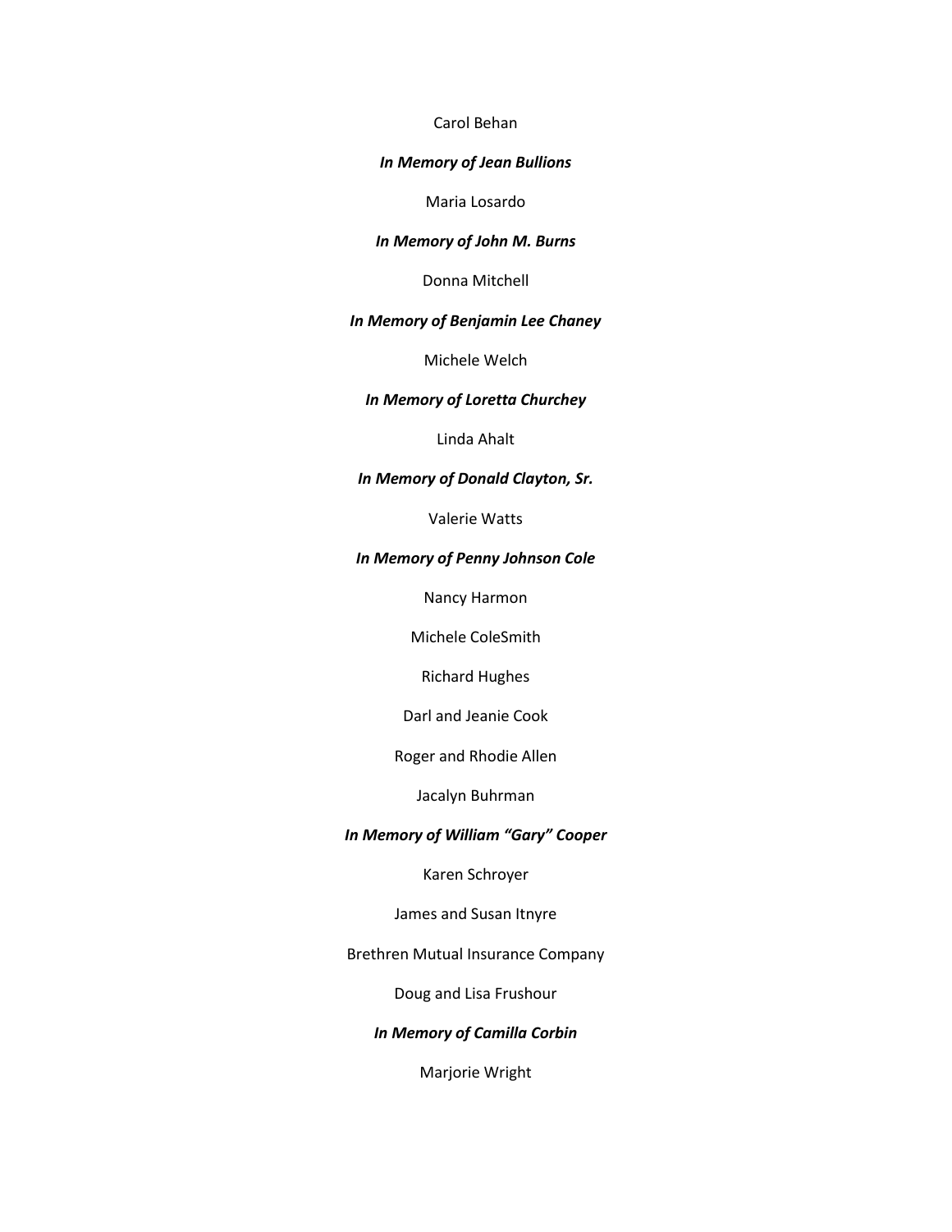Carol Behan

***In Memory of Jean Bullions***

Maria Losardo

***In Memory of John M. Burns***

Donna Mitchell

***In Memory of Benjamin Lee Chaney***

Michele Welch

***In Memory of Loretta Churchey***

Linda Ahalt

***In Memory of Donald Clayton, Sr.***

Valerie Watts

***In Memory of Penny Johnson Cole***

Nancy Harmon

Michele ColeSmith

Richard Hughes

Darl and Jeanie Cook

Roger and Rhodie Allen

Jacalyn Buhrman

***In Memory of William "Gary" Cooper***

Karen Schroyer

James and Susan Itnyre

Brethren Mutual Insurance Company

Doug and Lisa Frushour

***In Memory of Camilla Corbin***

Marjorie Wright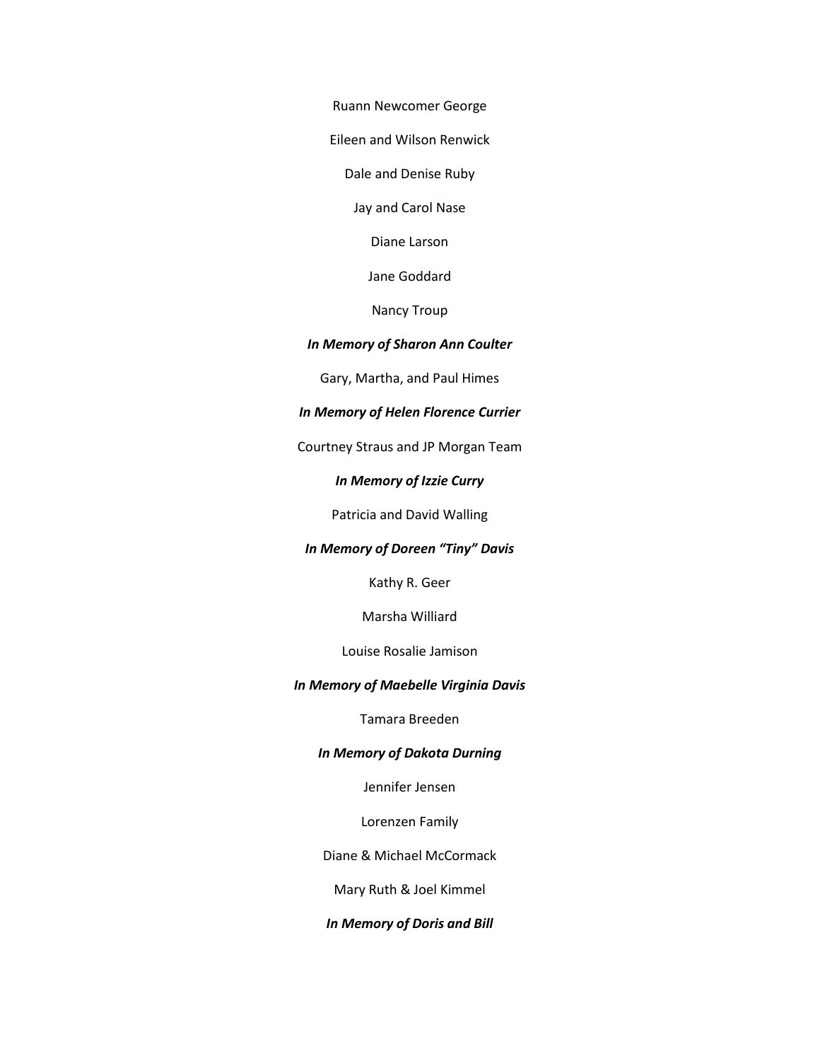Ruann Newcomer George

Eileen and Wilson Renwick

Dale and Denise Ruby

Jay and Carol Nase

Diane Larson

Jane Goddard

Nancy Troup

***In Memory of Sharon Ann Coulter***

Gary, Martha, and Paul Himes

***In Memory of Helen Florence Currier***

Courtney Straus and JP Morgan Team

***In Memory of Izzie Curry***

Patricia and David Walling

***In Memory of Doreen "Tiny" Davis***

Kathy R. Geer

Marsha Williard

Louise Rosalie Jamison

***In Memory of Maebelle Virginia Davis***

Tamara Breeden

***In Memory of Dakota Durning***

Jennifer Jensen

Lorenzen Family

Diane & Michael McCormack

Mary Ruth & Joel Kimmel

***In Memory of Doris and Bill***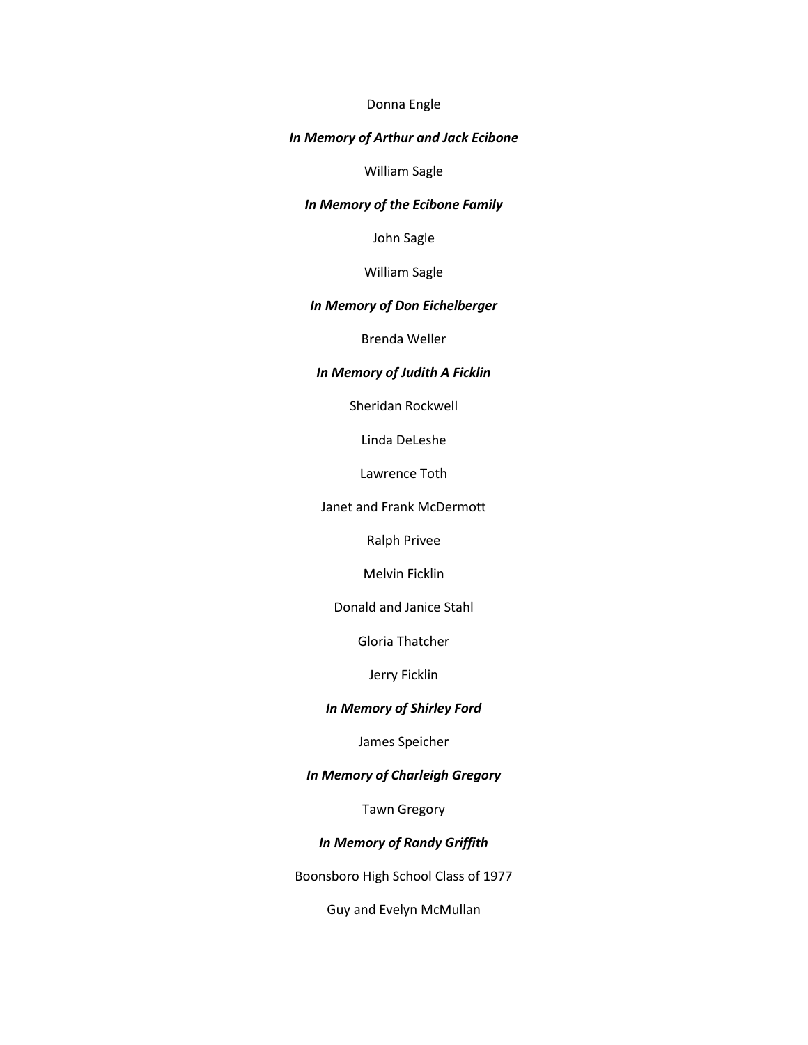Donna Engle

***In Memory of Arthur and Jack Ecibone***

William Sagle

***In Memory of the Ecibone Family***

John Sagle

William Sagle

***In Memory of Don Eichelberger***

Brenda Weller

***In Memory of Judith A Ficklin***

Sheridan Rockwell

Linda DeLeshe

Lawrence Toth

Janet and Frank McDermott

Ralph Privee

Melvin Ficklin

Donald and Janice Stahl

Gloria Thatcher

Jerry Ficklin

***In Memory of Shirley Ford***

James Speicher

***In Memory of Charleigh Gregory***

Tawn Gregory

***In Memory of Randy Griffith***

Boonsboro High School Class of 1977

Guy and Evelyn McMullan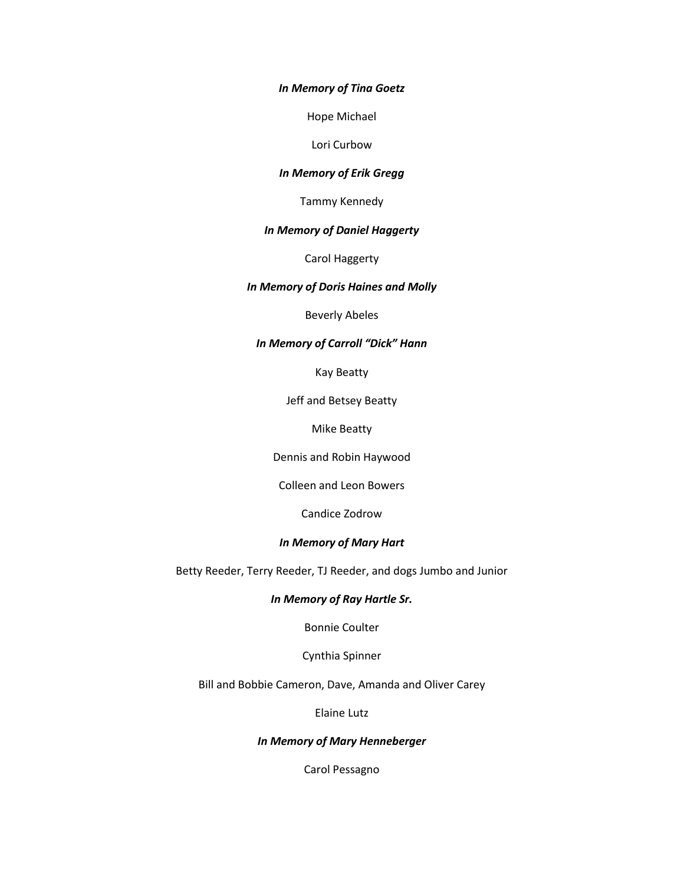***In Memory of Tina Goetz***

Hope Michael

Lori Curbow

***In Memory of Erik Gregg***

Tammy Kennedy

***In Memory of Daniel Haggerty***

Carol Haggerty

***In Memory of Doris Haines and Molly***

Beverly Abeles

***In Memory of Carroll "Dick" Hann***

Kay Beatty

Jeff and Betsey Beatty

Mike Beatty

Dennis and Robin Haywood

Colleen and Leon Bowers

Candice Zodrow

***In Memory of Mary Hart***

Betty Reeder, Terry Reeder, TJ Reeder, and dogs Jumbo and Junior

***In Memory of Ray Hartle Sr.***

Bonnie Coulter

Cynthia Spinner

Bill and Bobbie Cameron, Dave, Amanda and Oliver Carey

Elaine Lutz

***In Memory of Mary Henneberger***

Carol Pessagno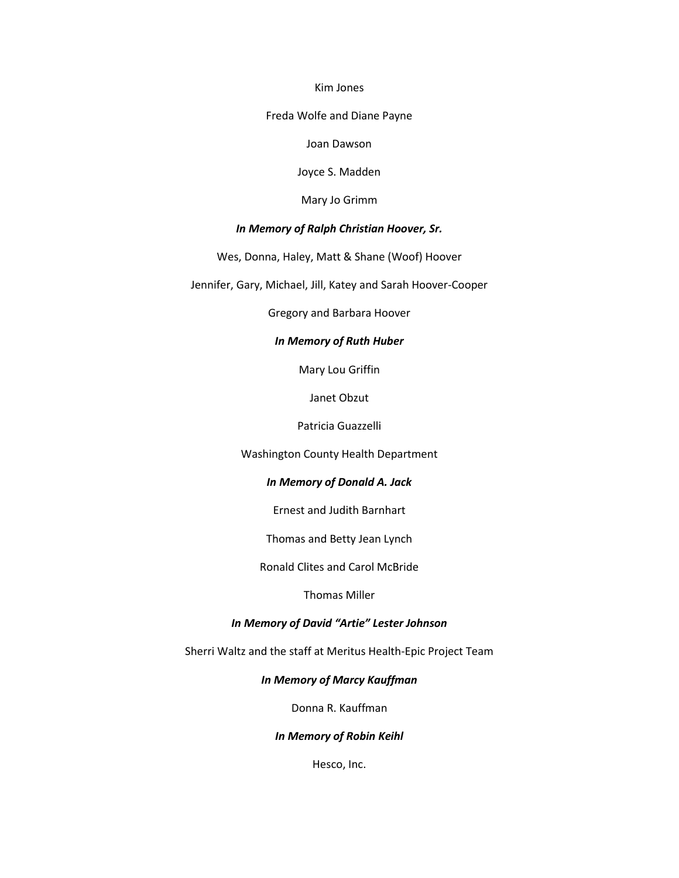Kim Jones

Freda Wolfe and Diane Payne

Joan Dawson

Joyce S. Madden

Mary Jo Grimm

***In Memory of Ralph Christian Hoover, Sr.***

Wes, Donna, Haley, Matt & Shane (Woof) Hoover

Jennifer, Gary, Michael, Jill, Katey and Sarah Hoover-Cooper

Gregory and Barbara Hoover

***In Memory of Ruth Huber***

Mary Lou Griffin

Janet Obzut

Patricia Guazzelli

Washington County Health Department

***In Memory of Donald A. Jack***

Ernest and Judith Barnhart

Thomas and Betty Jean Lynch

Ronald Clites and Carol McBride

Thomas Miller

***In Memory of David "Artie" Lester Johnson***

Sherri Waltz and the staff at Meritus Health-Epic Project Team

***In Memory of Marcy Kauffman***

Donna R. Kauffman

***In Memory of Robin Keihl***

Hesco, Inc.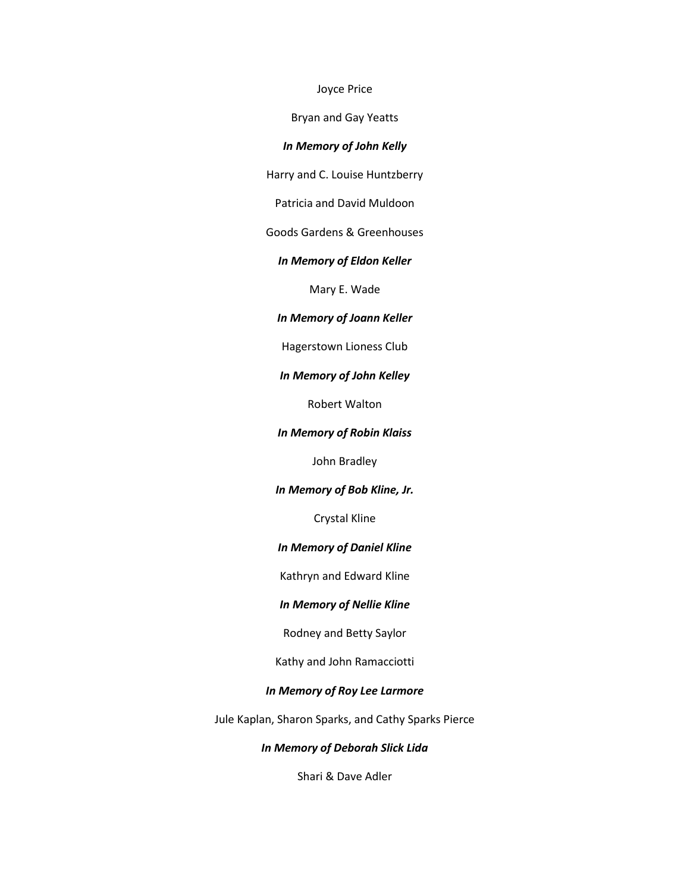Joyce Price

Bryan and Gay Yeatts

***In Memory of John Kelly***

Harry and C. Louise Huntzberry

Patricia and David Muldoon

Goods Gardens & Greenhouses

***In Memory of Eldon Keller***

Mary E. Wade

***In Memory of Joann Keller***

Hagerstown Lioness Club

***In Memory of John Kelley***

Robert Walton

***In Memory of Robin Klaiss***

John Bradley

***In Memory of Bob Kline, Jr.***

Crystal Kline

***In Memory of Daniel Kline***

Kathryn and Edward Kline

***In Memory of Nellie Kline***

Rodney and Betty Saylor

Kathy and John Ramacciotti

***In Memory of Roy Lee Larmore***

Jule Kaplan, Sharon Sparks, and Cathy Sparks Pierce

***In Memory of Deborah Slick Lida***

Shari & Dave Adler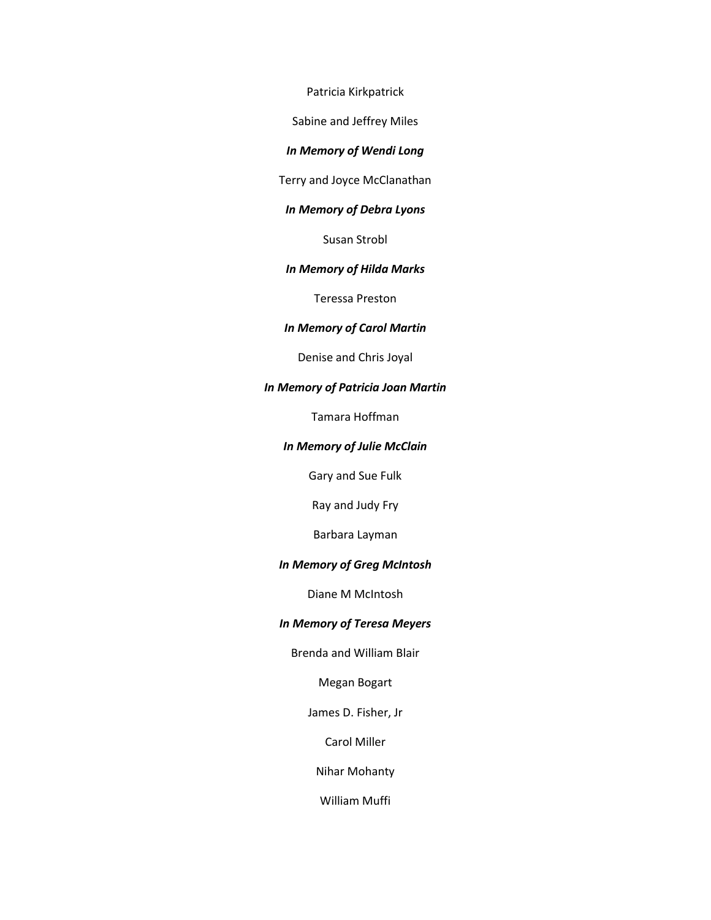Patricia Kirkpatrick

Sabine and Jeffrey Miles

***In Memory of Wendi Long***

Terry and Joyce McClanathan

***In Memory of Debra Lyons***

Susan Strobl

***In Memory of Hilda Marks***

Teressa Preston

***In Memory of Carol Martin***

Denise and Chris Joyal

***In Memory of Patricia Joan Martin***

Tamara Hoffman

***In Memory of Julie McClain***

Gary and Sue Fulk

Ray and Judy Fry

Barbara Layman

***In Memory of Greg McIntosh***

Diane M McIntosh

***In Memory of Teresa Meyers***

Brenda and William Blair

Megan Bogart

James D. Fisher, Jr

Carol Miller

Nihar Mohanty

William Muffi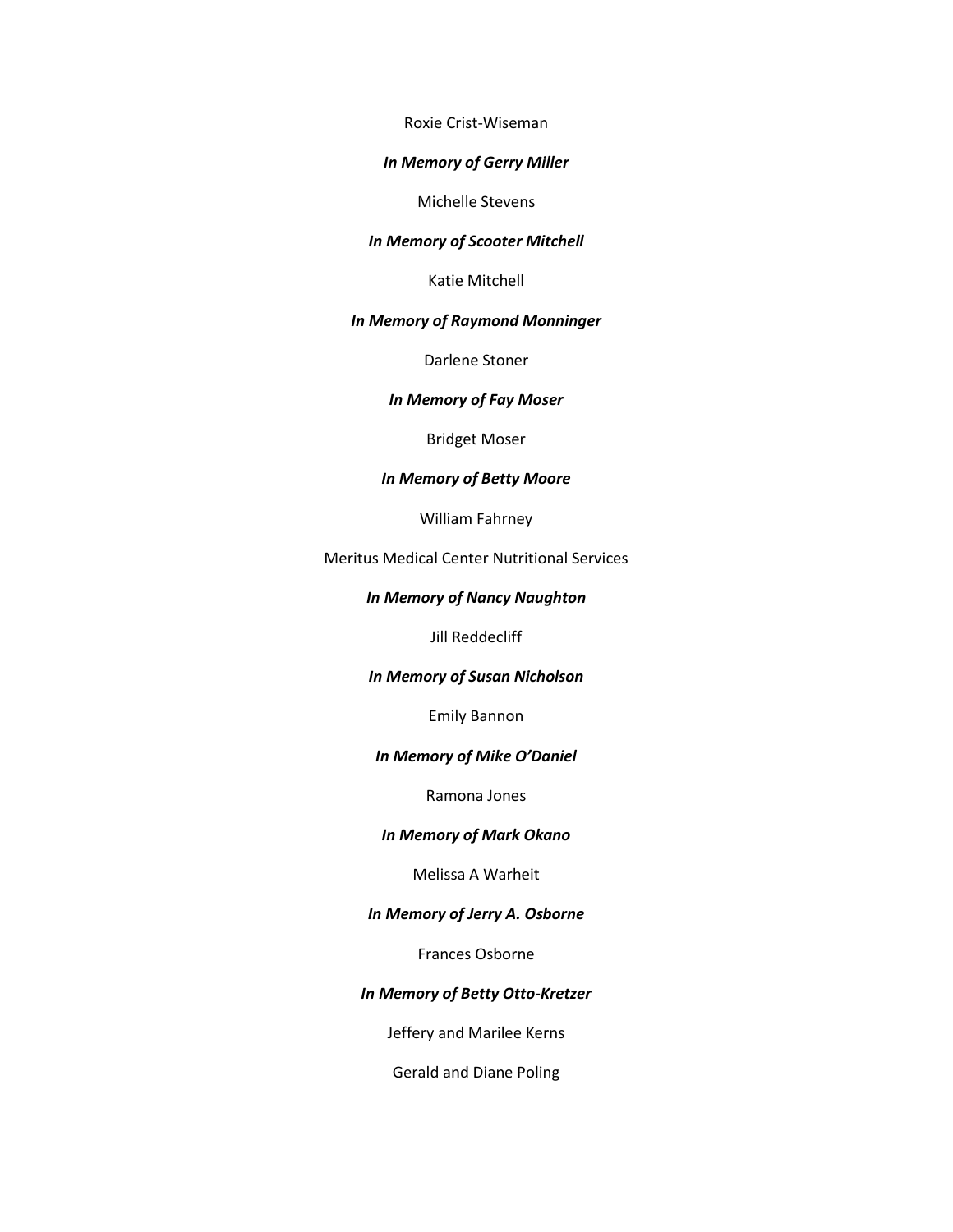Roxie Crist-Wiseman

***In Memory of Gerry Miller***

Michelle Stevens

***In Memory of Scooter Mitchell***

Katie Mitchell

***In Memory of Raymond Monninger***

Darlene Stoner

***In Memory of Fay Moser***

Bridget Moser

***In Memory of Betty Moore***

William Fahrney

Meritus Medical Center Nutritional Services

***In Memory of Nancy Naughton***

Jill Reddecliff

***In Memory of Susan Nicholson***

Emily Bannon

***In Memory of Mike O'Daniel***

Ramona Jones

***In Memory of Mark Okano***

Melissa A Warheit

***In Memory of Jerry A. Osborne***

Frances Osborne

***In Memory of Betty Otto-Kretzer***

Jeffery and Marilee Kerns

Gerald and Diane Poling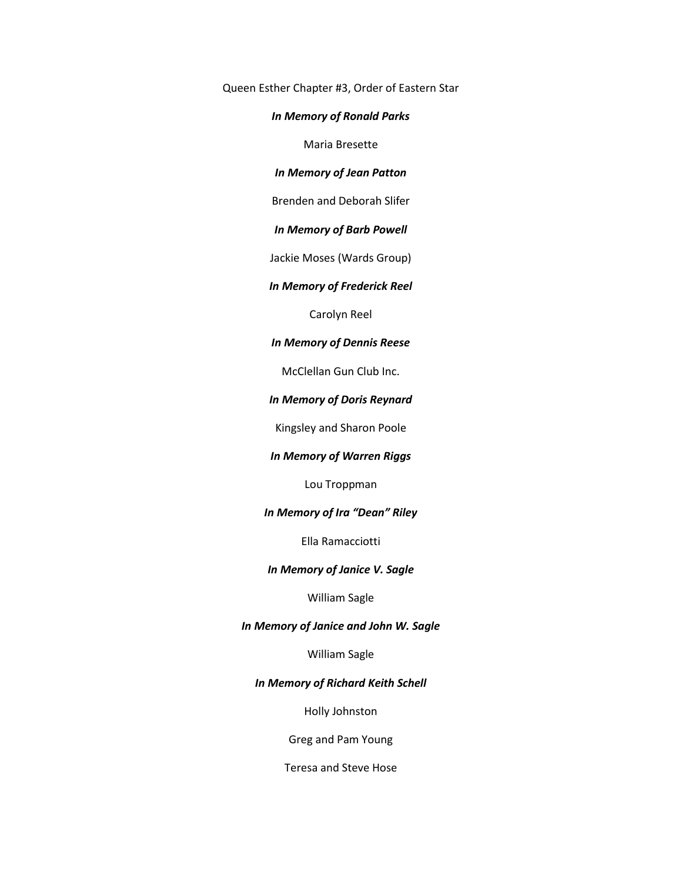Queen Esther Chapter #3, Order of Eastern Star

***In Memory of Ronald Parks***

Maria Bresette

***In Memory of Jean Patton***

Brenden and Deborah Slifer

***In Memory of Barb Powell***

Jackie Moses (Wards Group)

***In Memory of Frederick Reel***

Carolyn Reel

***In Memory of Dennis Reese***

McClellan Gun Club Inc.

***In Memory of Doris Reynard***

Kingsley and Sharon Poole

***In Memory of Warren Riggs***

Lou Troppman

***In Memory of Ira "Dean" Riley***

Ella Ramacciotti

***In Memory of Janice V. Sagle***

William Sagle

***In Memory of Janice and John W. Sagle***

William Sagle

***In Memory of Richard Keith Schell***

Holly Johnston

Greg and Pam Young

Teresa and Steve Hose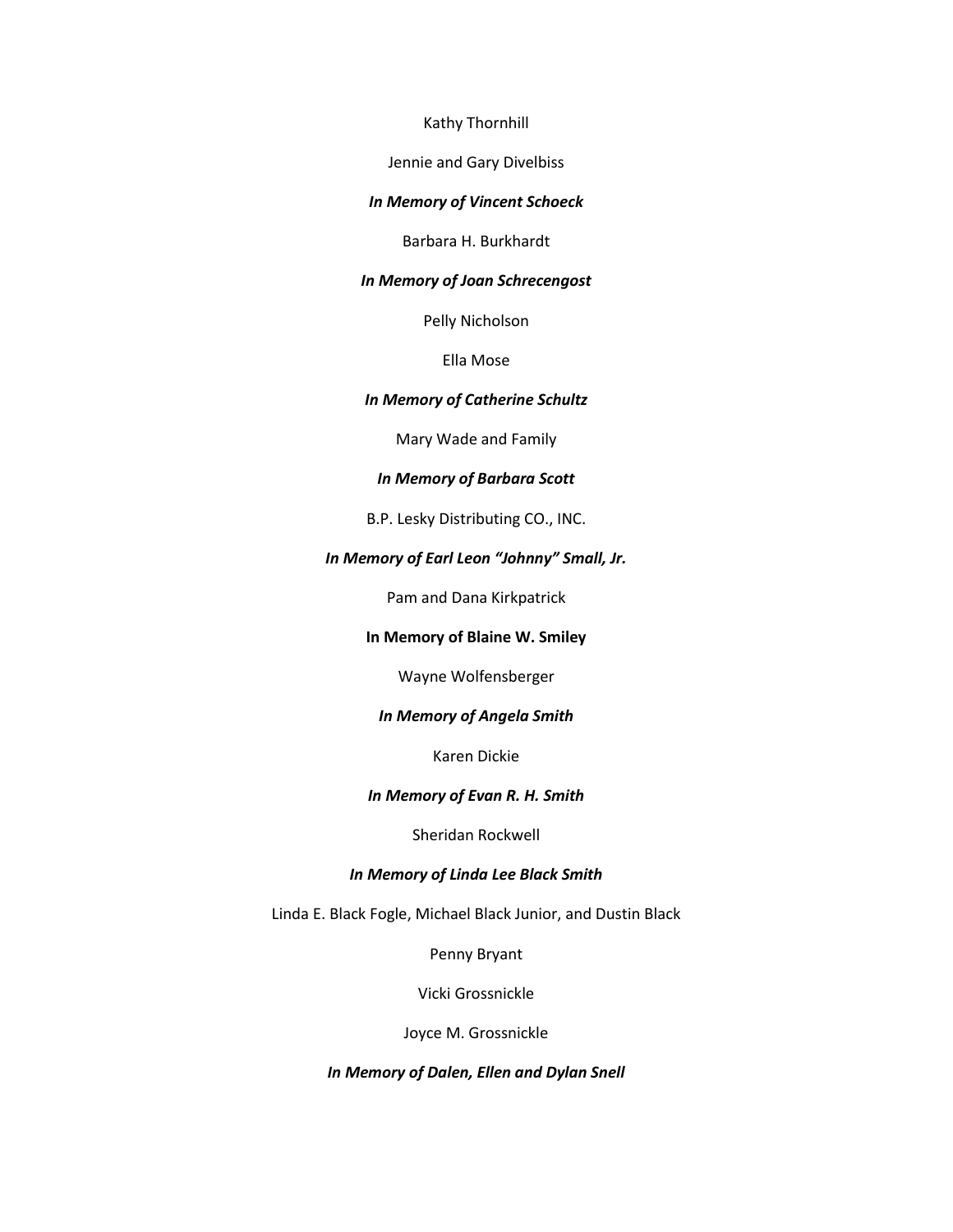Kathy Thornhill

Jennie and Gary Divelbiss

***In Memory of Vincent Schoeck***

Barbara H. Burkhardt

***In Memory of Joan Schrecengost***

Pelly Nicholson

Ella Mose

***In Memory of Catherine Schultz***

Mary Wade and Family

***In Memory of Barbara Scott***

B.P. Lesky Distributing CO., INC.

***In Memory of Earl Leon "Johnny" Small, Jr.***

Pam and Dana Kirkpatrick

**In Memory of Blaine W. Smiley**

Wayne Wolfensberger

***In Memory of Angela Smith***

Karen Dickie

***In Memory of Evan R. H. Smith***

Sheridan Rockwell

***In Memory of Linda Lee Black Smith***

Linda E. Black Fogle, Michael Black Junior, and Dustin Black

Penny Bryant

Vicki Grossnickle

Joyce M. Grossnickle

***In Memory of Dalen, Ellen and Dylan Snell***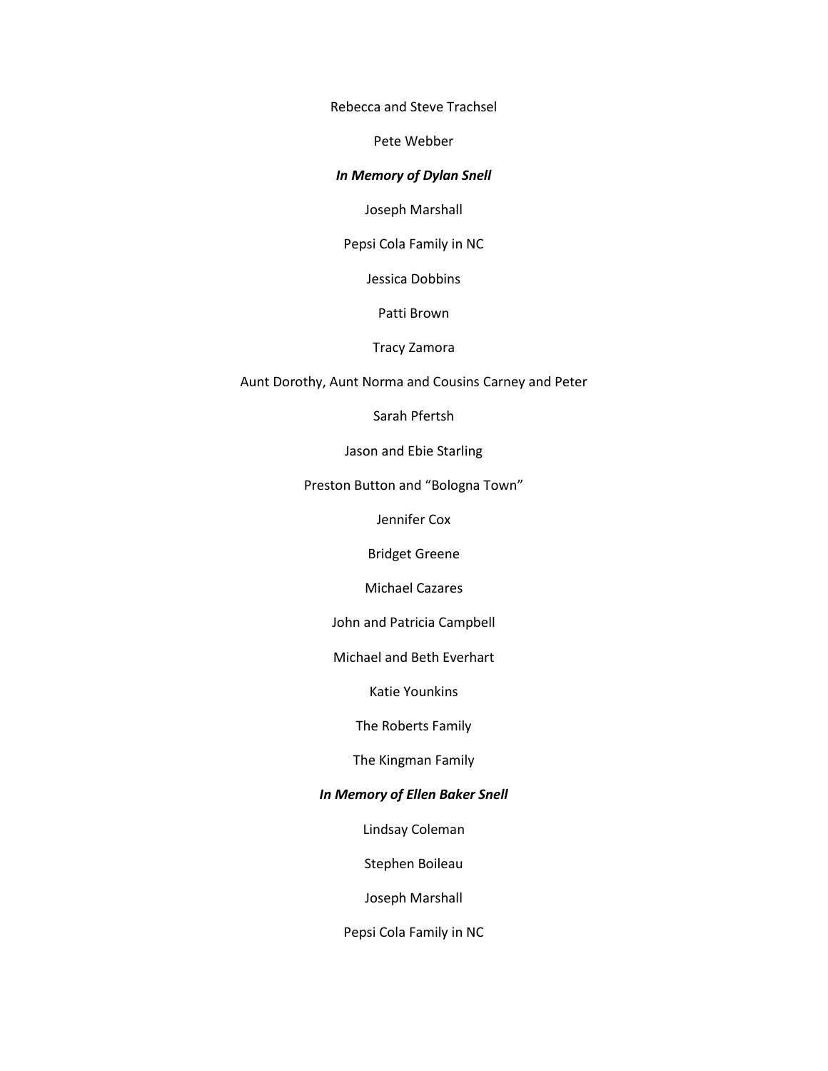Rebecca and Steve Trachsel

Pete Webber

***In Memory of Dylan Snell***

Joseph Marshall

Pepsi Cola Family in NC

Jessica Dobbins

Patti Brown

Tracy Zamora

Aunt Dorothy, Aunt Norma and Cousins Carney and Peter

Sarah Pfertsh

Jason and Ebie Starling

Preston Button and "Bologna Town"

Jennifer Cox

Bridget Greene

Michael Cazares

John and Patricia Campbell

Michael and Beth Everhart

Katie Younkins

The Roberts Family

The Kingman Family

***In Memory of Ellen Baker Snell***

Lindsay Coleman

Stephen Boileau

Joseph Marshall

Pepsi Cola Family in NC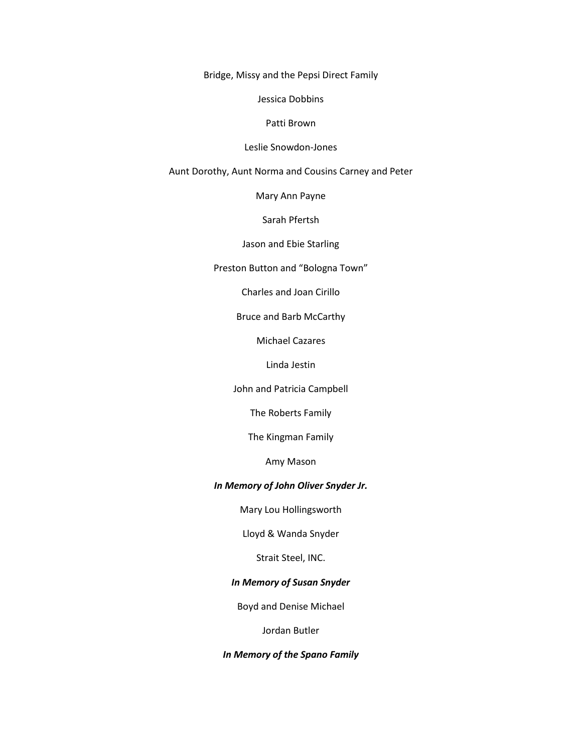Bridge, Missy and the Pepsi Direct Family

Jessica Dobbins

Patti Brown

Leslie Snowdon-Jones

Aunt Dorothy, Aunt Norma and Cousins Carney and Peter

Mary Ann Payne

Sarah Pfertsh

Jason and Ebie Starling

Preston Button and "Bologna Town"

Charles and Joan Cirillo

Bruce and Barb McCarthy

Michael Cazares

Linda Jestin

John and Patricia Campbell

The Roberts Family

The Kingman Family

Amy Mason

***In Memory of John Oliver Snyder Jr.***

Mary Lou Hollingsworth

Lloyd & Wanda Snyder

Strait Steel, INC.

***In Memory of Susan Snyder***

Boyd and Denise Michael

Jordan Butler

***In Memory of the Spano Family***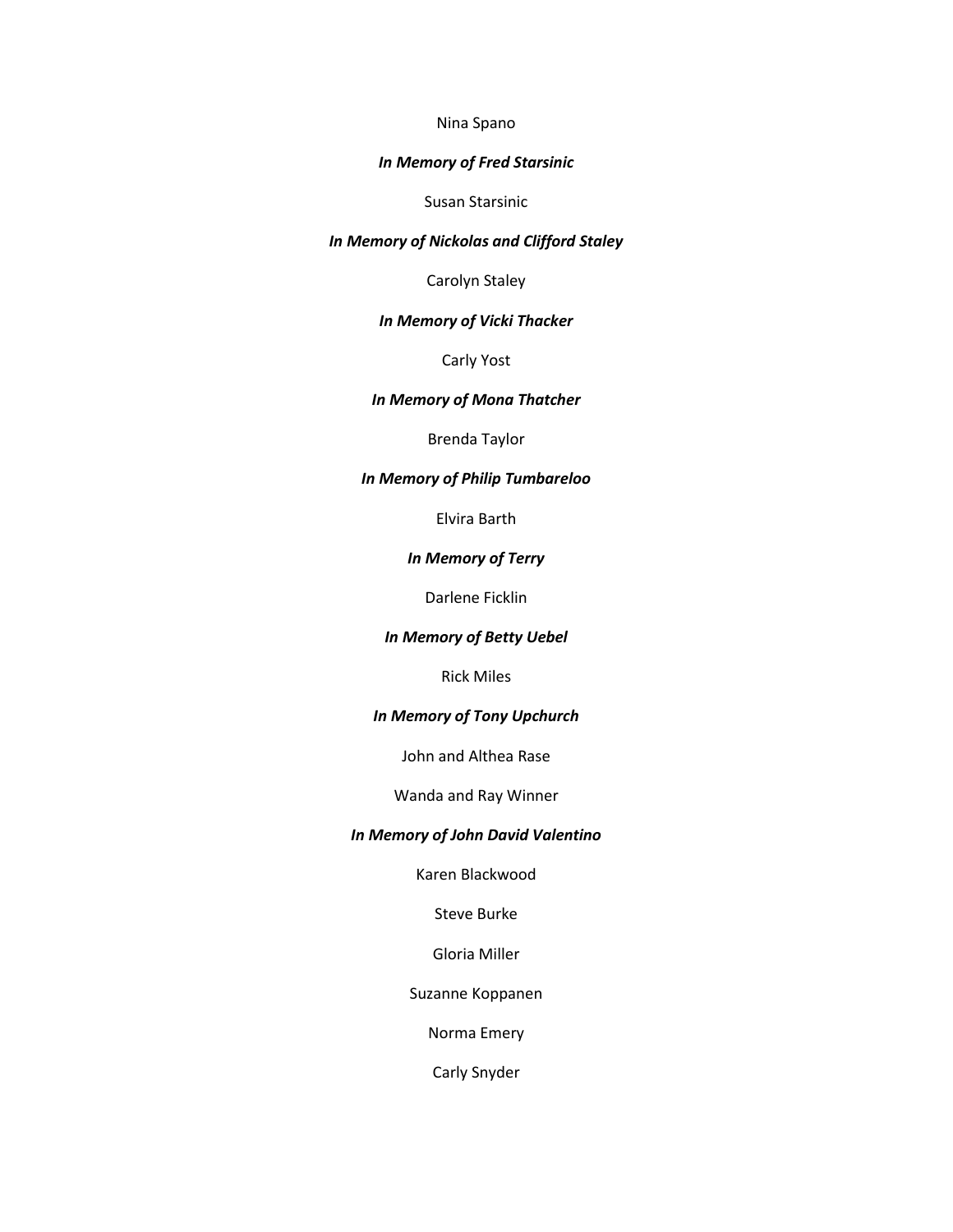Nina Spano

***In Memory of Fred Starsinic***

Susan Starsinic

***In Memory of Nickolas and Clifford Staley***

Carolyn Staley

***In Memory of Vicki Thacker***

Carly Yost

***In Memory of Mona Thatcher***

Brenda Taylor

***In Memory of Philip Tumbareloo***

Elvira Barth

***In Memory of Terry***

Darlene Ficklin

***In Memory of Betty Uebel***

Rick Miles

***In Memory of Tony Upchurch***

John and Althea Rase

Wanda and Ray Winner

***In Memory of John David Valentino***

Karen Blackwood

Steve Burke

Gloria Miller

Suzanne Koppanen

Norma Emery

Carly Snyder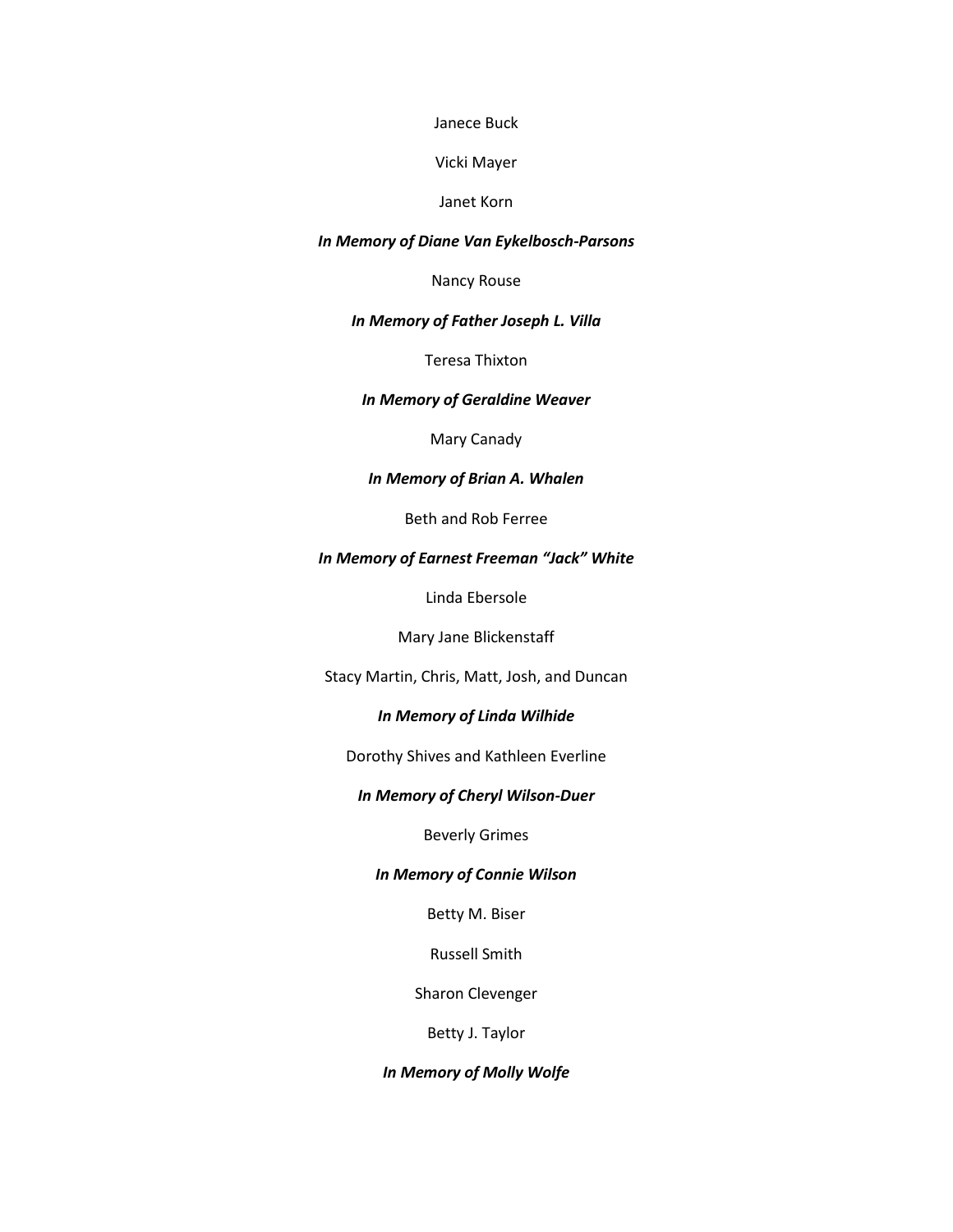Janece Buck

Vicki Mayer

Janet Korn

***In Memory of Diane Van Eykelbosch-Parsons***

Nancy Rouse

***In Memory of Father Joseph L. Villa***

Teresa Thixton

***In Memory of Geraldine Weaver***

Mary Canady

***In Memory of Brian A. Whalen***

Beth and Rob Ferree

***In Memory of Earnest Freeman "Jack" White***

Linda Ebersole

Mary Jane Blickenstaff

Stacy Martin, Chris, Matt, Josh, and Duncan

***In Memory of Linda Wilhide***

Dorothy Shives and Kathleen Everline

***In Memory of Cheryl Wilson-Duer***

Beverly Grimes

***In Memory of Connie Wilson***

Betty M. Biser

Russell Smith

Sharon Clevenger

Betty J. Taylor

***In Memory of Molly Wolfe***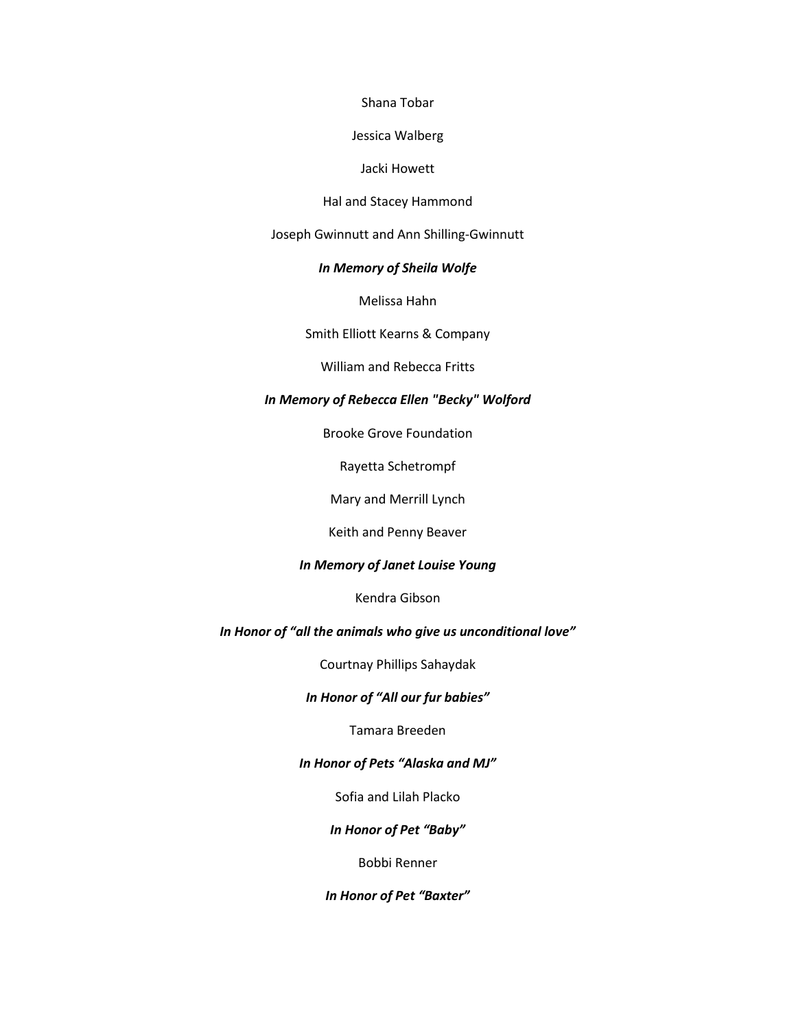Shana Tobar

Jessica Walberg

Jacki Howett

Hal and Stacey Hammond

Joseph Gwinnutt and Ann Shilling-Gwinnutt

***In Memory of Sheila Wolfe***

Melissa Hahn

Smith Elliott Kearns & Company

William and Rebecca Fritts

***In Memory of Rebecca Ellen "Becky" Wolford***

Brooke Grove Foundation

Rayetta Schetrompf

Mary and Merrill Lynch

Keith and Penny Beaver

***In Memory of Janet Louise Young***

Kendra Gibson

***In Honor of "all the animals who give us unconditional love"***

Courtnay Phillips Sahaydak

***In Honor of "All our fur babies"***

Tamara Breeden

***In Honor of Pets "Alaska and MJ"***

Sofia and Lilah Placko

***In Honor of Pet "Baby"***

Bobbi Renner

***In Honor of Pet "Baxter"***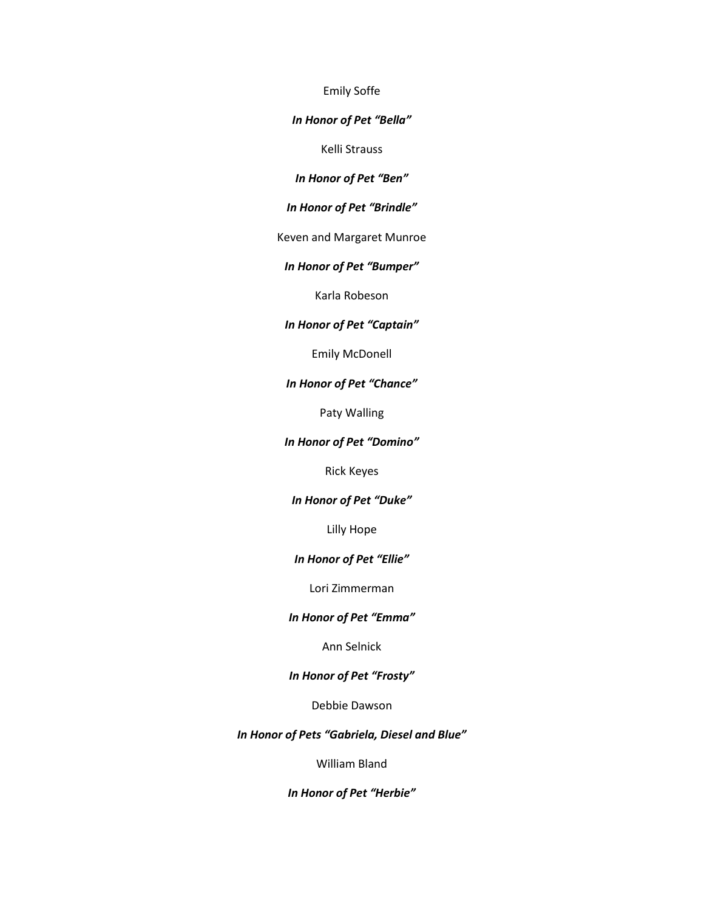Emily Soffe

***In Honor of Pet "Bella"***

Kelli Strauss

***In Honor of Pet "Ben"***

***In Honor of Pet "Brindle"***

Keven and Margaret Munroe

***In Honor of Pet "Bumper"***

Karla Robeson

***In Honor of Pet "Captain"***

Emily McDonell

***In Honor of Pet "Chance"***

Paty Walling

***In Honor of Pet "Domino"***

Rick Keyes

***In Honor of Pet "Duke"***

Lilly Hope

***In Honor of Pet "Ellie"***

Lori Zimmerman

***In Honor of Pet "Emma"***

Ann Selnick

***In Honor of Pet "Frosty"***

Debbie Dawson

***In Honor of Pets "Gabriela, Diesel and Blue"***

William Bland

***In Honor of Pet "Herbie"***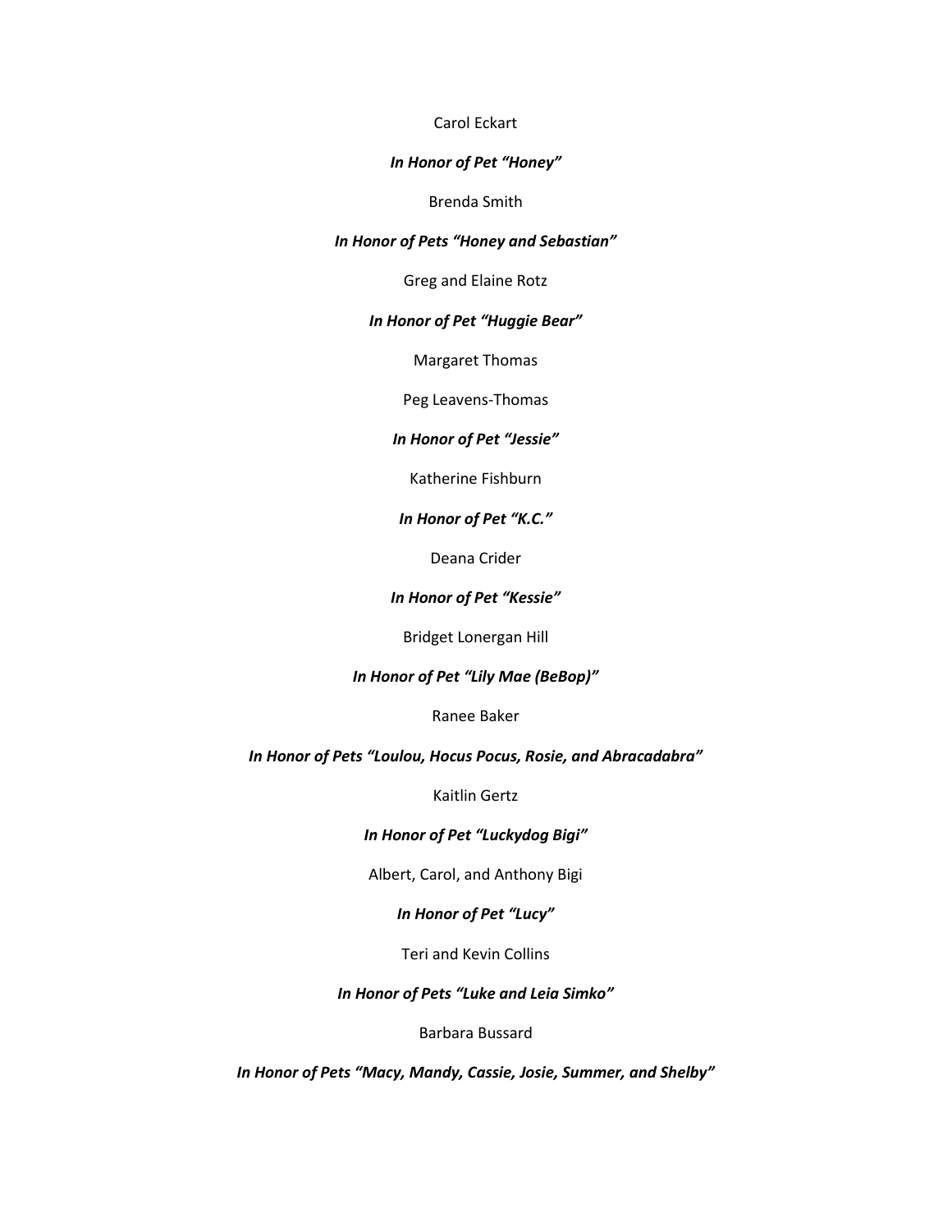Carol Eckart

***In Honor of Pet "Honey"***

Brenda Smith

***In Honor of Pets "Honey and Sebastian"***

Greg and Elaine Rotz

***In Honor of Pet "Huggie Bear"***

Margaret Thomas

Peg Leavens-Thomas

***In Honor of Pet "Jessie"***

Katherine Fishburn

***In Honor of Pet "K.C."***

Deana Crider

***In Honor of Pet "Kessie"***

Bridget Lonergan Hill

***In Honor of Pet "Lily Mae (BeBop)"***

Ranee Baker

***In Honor of Pets "Loulou, Hocus Pocus, Rosie, and Abracadabra"***

Kaitlin Gertz

***In Honor of Pet "Luckydog Bigi"***

Albert, Carol, and Anthony Bigi

***In Honor of Pet "Lucy"***

Teri and Kevin Collins

***In Honor of Pets "Luke and Leia Simko"***

Barbara Bussard

***In Honor of Pets "Macy, Mandy, Cassie, Josie, Summer, and Shelby"***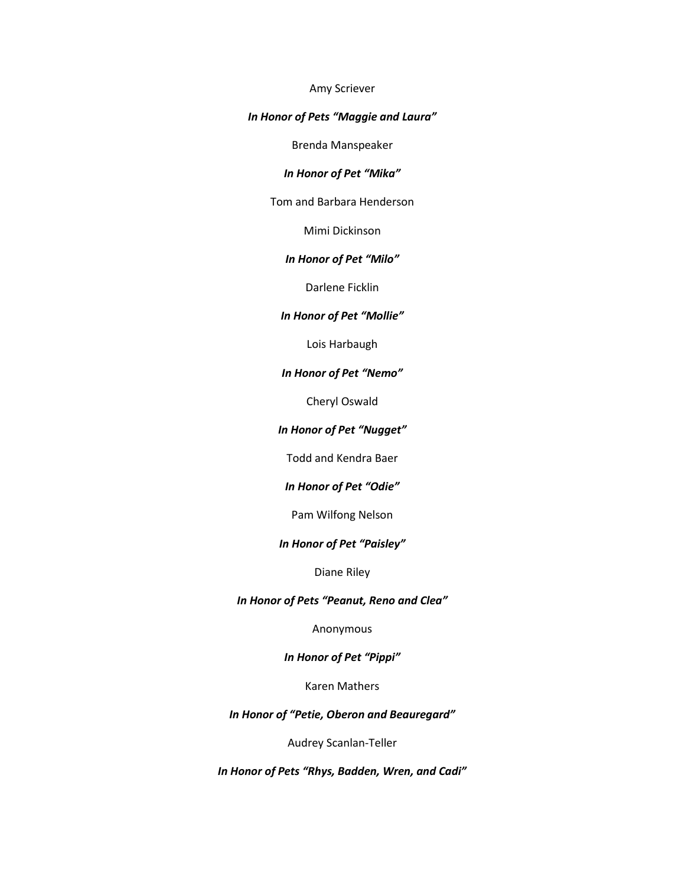Amy Scriever

***In Honor of Pets "Maggie and Laura"***

Brenda Manspeaker

***In Honor of Pet "Mika"***

Tom and Barbara Henderson

Mimi Dickinson

***In Honor of Pet "Milo"***

Darlene Ficklin

***In Honor of Pet "Mollie"***

Lois Harbaugh

***In Honor of Pet "Nemo"***

Cheryl Oswald

***In Honor of Pet "Nugget"***

Todd and Kendra Baer

***In Honor of Pet "Odie"***

Pam Wilfong Nelson

***In Honor of Pet "Paisley"***

Diane Riley

***In Honor of Pets "Peanut, Reno and Clea"***

Anonymous

***In Honor of Pet "Pippi"***

Karen Mathers

***In Honor of "Petie, Oberon and Beauregard"***

Audrey Scanlan-Teller

***In Honor of Pets "Rhys, Badden, Wren, and Cadi"***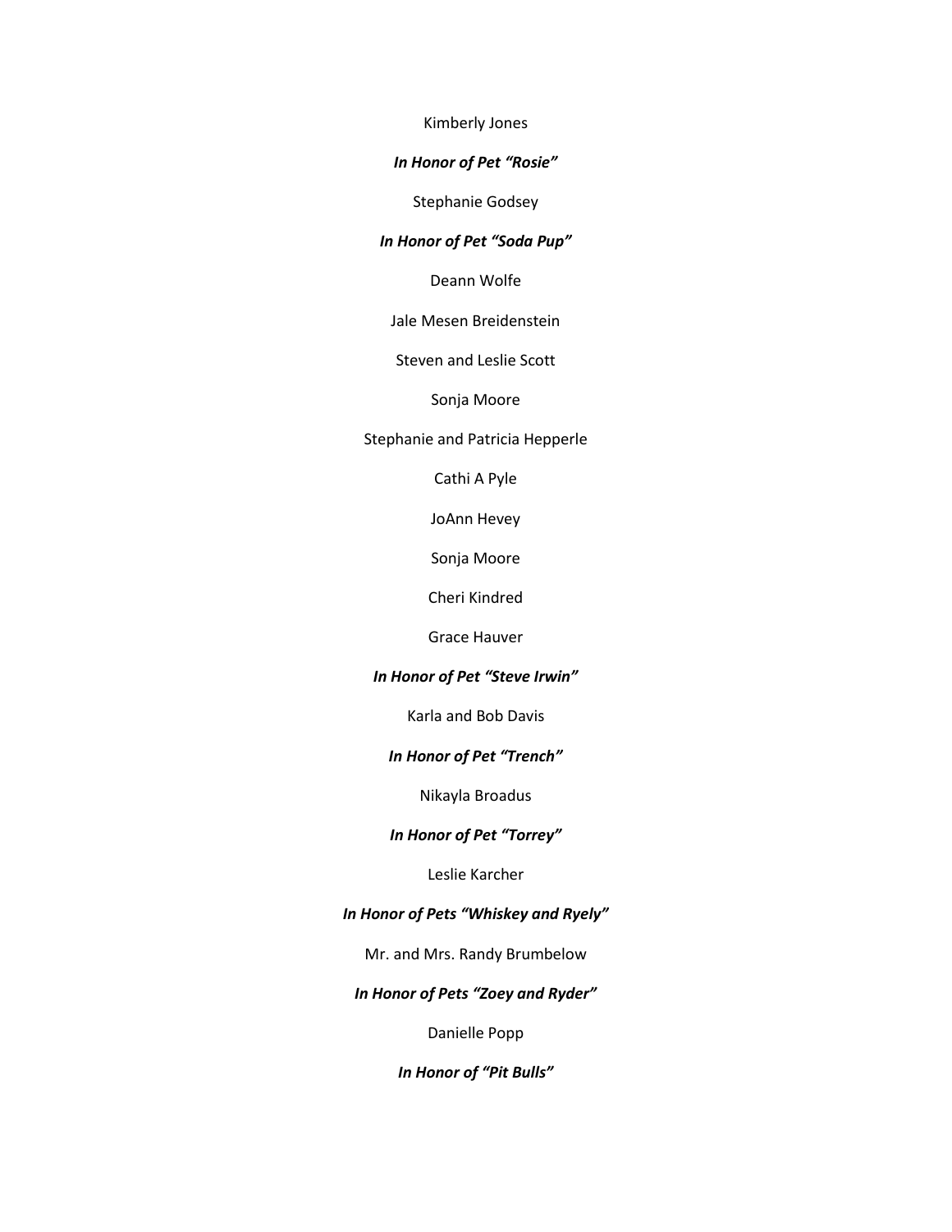Kimberly Jones

***In Honor of Pet "Rosie"***

Stephanie Godsey

***In Honor of Pet "Soda Pup"***

Deann Wolfe

Jale Mesen Breidenstein

Steven and Leslie Scott

Sonja Moore

Stephanie and Patricia Hepperle

Cathi A Pyle

JoAnn Hevey

Sonja Moore

Cheri Kindred

Grace Hauver

***In Honor of Pet "Steve Irwin"***

Karla and Bob Davis

***In Honor of Pet "Trench"***

Nikayla Broadus

***In Honor of Pet "Torrey"***

Leslie Karcher

***In Honor of Pets "Whiskey and Ryely"***

Mr. and Mrs. Randy Brumbelow

***In Honor of Pets "Zoey and Ryder"***

Danielle Popp

***In Honor of "Pit Bulls"***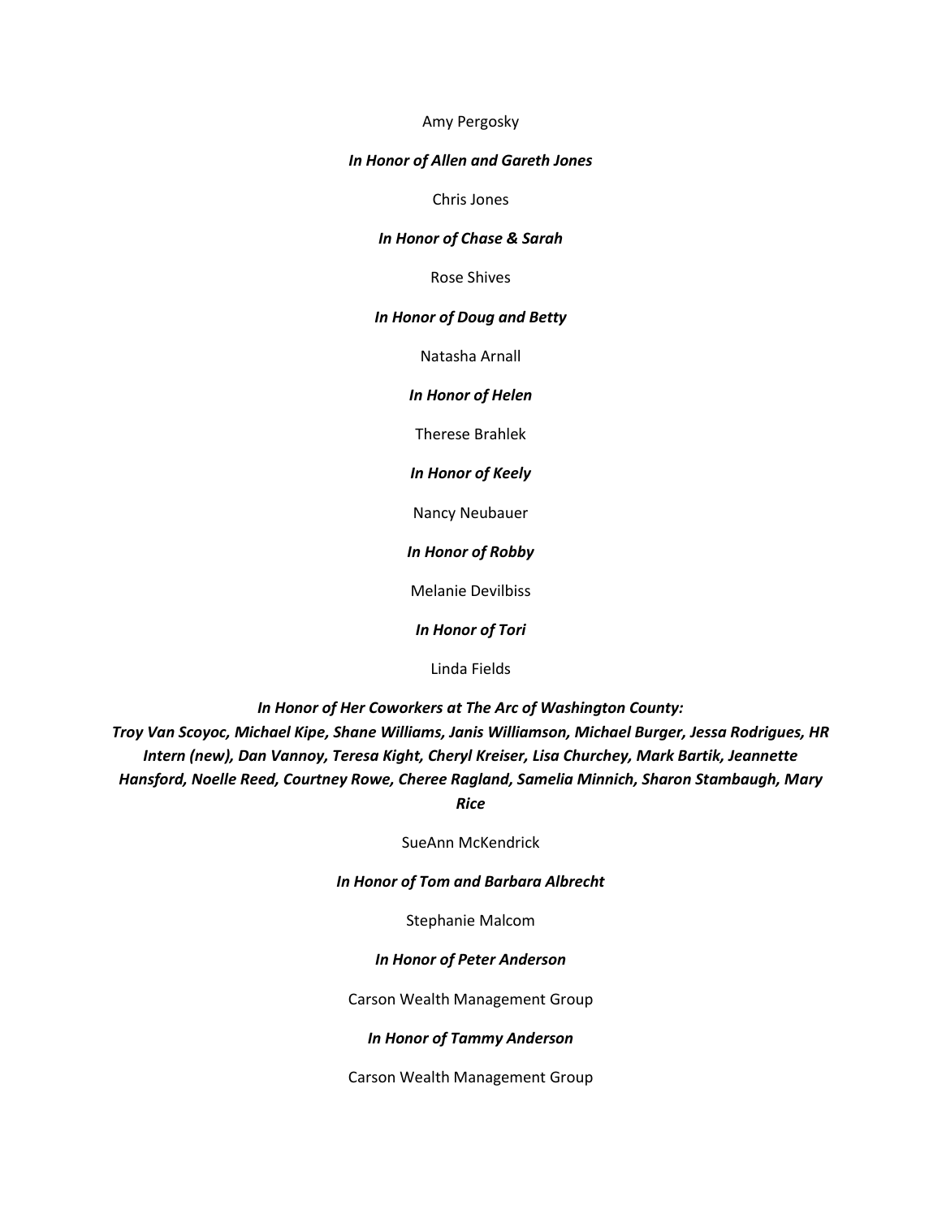Amy Pergosky

***In Honor of Allen and Gareth Jones***

Chris Jones

***In Honor of Chase & Sarah***

Rose Shives

***In Honor of Doug and Betty***

Natasha Arnall

***In Honor of Helen***

Therese Brahlek

***In Honor of Keely***

Nancy Neubauer

***In Honor of Robby***

Melanie Devilbiss

***In Honor of Tori***

Linda Fields

***In Honor of Her Coworkers at The Arc of Washington County:***
***Troy Van Scoyoc, Michael Kipe, Shane Williams, Janis Williamson, Michael Burger, Jessa Rodrigues, HR Intern (new), Dan Vannoy, Teresa Kight, Cheryl Kreiser, Lisa Churchey, Mark Bartik, Jeannette Hansford, Noelle Reed, Courtney Rowe, Cheree Ragland, Samelia Minnich, Sharon Stambaugh, Mary Rice***

SueAnn McKendrick

***In Honor of Tom and Barbara Albrecht***

Stephanie Malcom

***In Honor of Peter Anderson***

Carson Wealth Management Group

***In Honor of Tammy Anderson***

Carson Wealth Management Group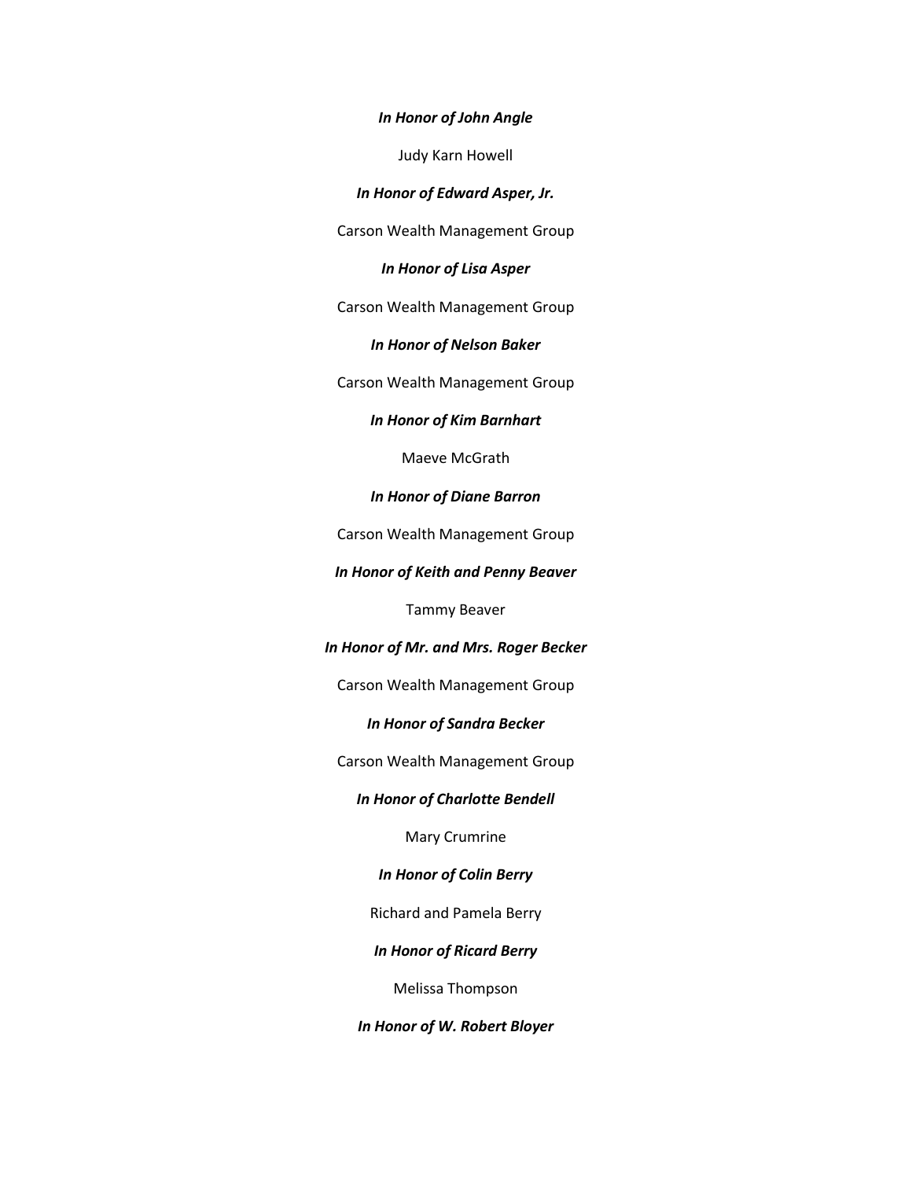***In Honor of John Angle***

Judy Karn Howell

***In Honor of Edward Asper, Jr.***

Carson Wealth Management Group

***In Honor of Lisa Asper***

Carson Wealth Management Group

***In Honor of Nelson Baker***

Carson Wealth Management Group

***In Honor of Kim Barnhart***

Maeve McGrath

***In Honor of Diane Barron***

Carson Wealth Management Group

***In Honor of Keith and Penny Beaver***

Tammy Beaver

***In Honor of Mr. and Mrs. Roger Becker***

Carson Wealth Management Group

***In Honor of Sandra Becker***

Carson Wealth Management Group

***In Honor of Charlotte Bendell***

Mary Crumrine

***In Honor of Colin Berry***

Richard and Pamela Berry

***In Honor of Ricard Berry***

Melissa Thompson

***In Honor of W. Robert Bloyer***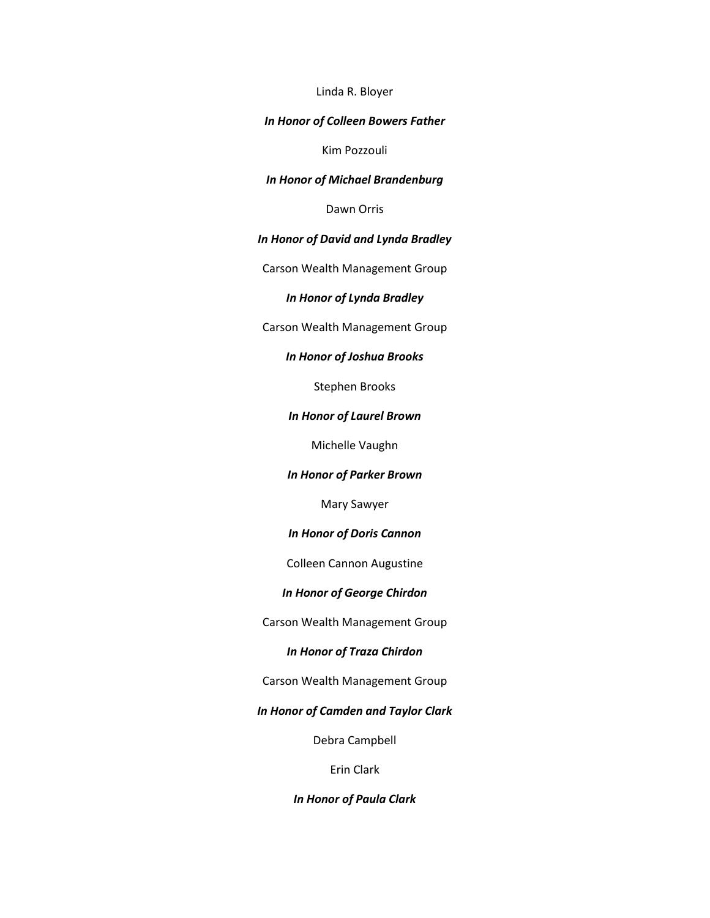Linda R. Bloyer

***In Honor of Colleen Bowers Father***

Kim Pozzouli

***In Honor of Michael Brandenburg***

Dawn Orris

***In Honor of David and Lynda Bradley***

Carson Wealth Management Group

***In Honor of Lynda Bradley***

Carson Wealth Management Group

***In Honor of Joshua Brooks***

Stephen Brooks

***In Honor of Laurel Brown***

Michelle Vaughn

***In Honor of Parker Brown***

Mary Sawyer

***In Honor of Doris Cannon***

Colleen Cannon Augustine

***In Honor of George Chirdon***

Carson Wealth Management Group

***In Honor of Traza Chirdon***

Carson Wealth Management Group

***In Honor of Camden and Taylor Clark***

Debra Campbell

Erin Clark

***In Honor of Paula Clark***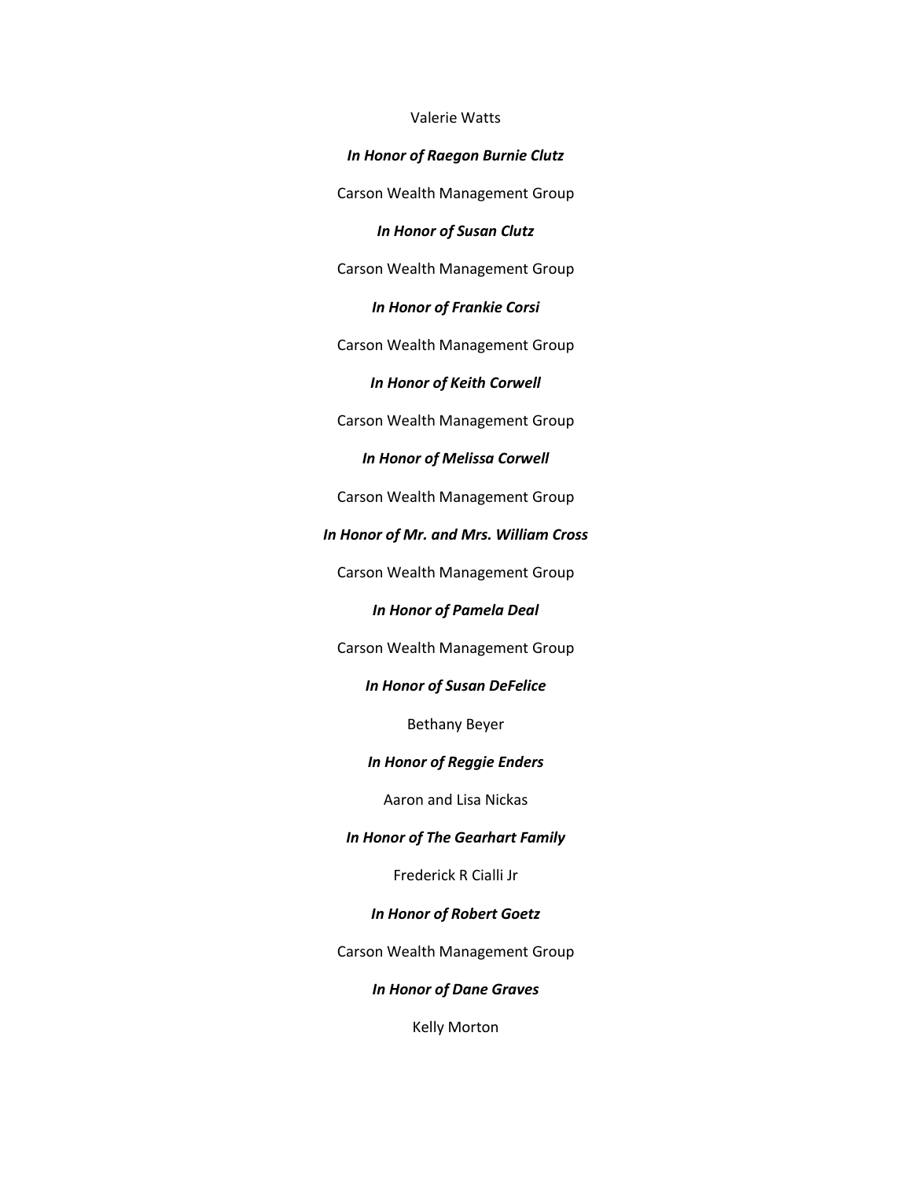Valerie Watts

***In Honor of Raegon Burnie Clutz***

Carson Wealth Management Group

***In Honor of Susan Clutz***

Carson Wealth Management Group

***In Honor of Frankie Corsi***

Carson Wealth Management Group

***In Honor of Keith Corwell***

Carson Wealth Management Group

***In Honor of Melissa Corwell***

Carson Wealth Management Group

***In Honor of Mr. and Mrs. William Cross***

Carson Wealth Management Group

***In Honor of Pamela Deal***

Carson Wealth Management Group

***In Honor of Susan DeFelice***

Bethany Beyer

***In Honor of Reggie Enders***

Aaron and Lisa Nickas

***In Honor of The Gearhart Family***

Frederick R Cialli Jr

***In Honor of Robert Goetz***

Carson Wealth Management Group

***In Honor of Dane Graves***

Kelly Morton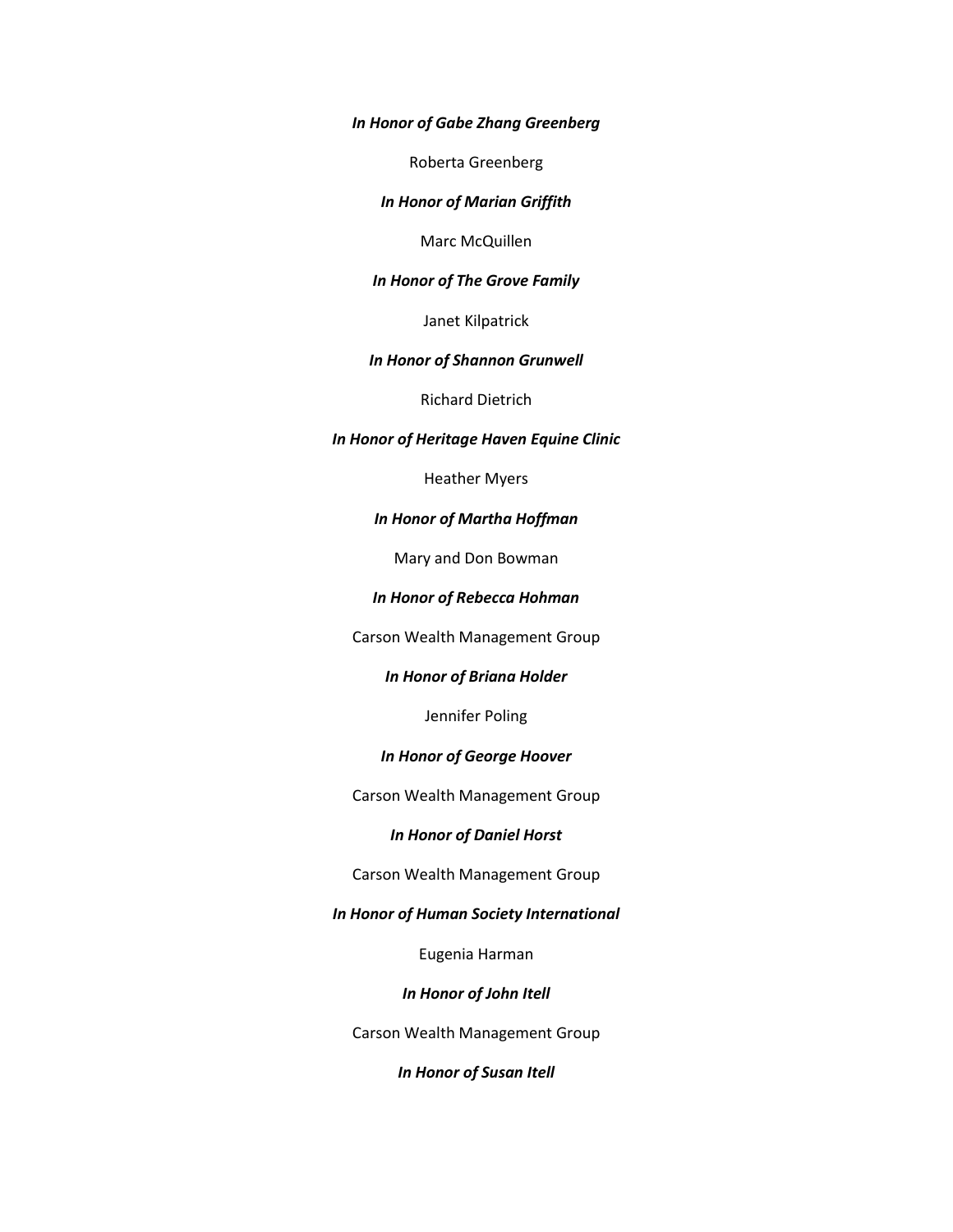***In Honor of Gabe Zhang Greenberg***

Roberta Greenberg

***In Honor of Marian Griffith***

Marc McQuillen

***In Honor of The Grove Family***

Janet Kilpatrick

***In Honor of Shannon Grunwell***

Richard Dietrich

***In Honor of Heritage Haven Equine Clinic***

Heather Myers

***In Honor of Martha Hoffman***

Mary and Don Bowman

***In Honor of Rebecca Hohman***

Carson Wealth Management Group

***In Honor of Briana Holder***

Jennifer Poling

***In Honor of George Hoover***

Carson Wealth Management Group

***In Honor of Daniel Horst***

Carson Wealth Management Group

***In Honor of Human Society International***

Eugenia Harman

***In Honor of John Itell***

Carson Wealth Management Group

***In Honor of Susan Itell***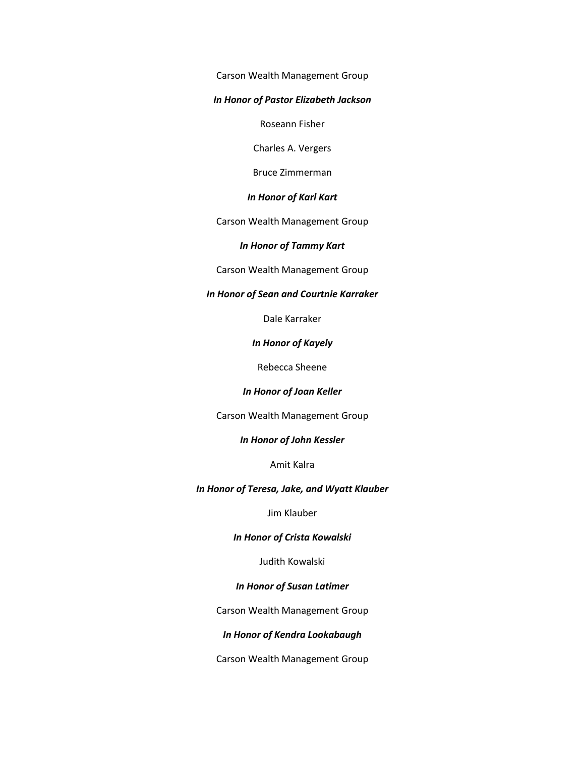Carson Wealth Management Group

***In Honor of Pastor Elizabeth Jackson***

Roseann Fisher

Charles A. Vergers

Bruce Zimmerman

***In Honor of Karl Kart***

Carson Wealth Management Group

***In Honor of Tammy Kart***

Carson Wealth Management Group

***In Honor of Sean and Courtnie Karraker***

Dale Karraker

***In Honor of Kayely***

Rebecca Sheene

***In Honor of Joan Keller***

Carson Wealth Management Group

***In Honor of John Kessler***

Amit Kalra

***In Honor of Teresa, Jake, and Wyatt Klauber***

Jim Klauber

***In Honor of Crista Kowalski***

Judith Kowalski

***In Honor of Susan Latimer***

Carson Wealth Management Group

***In Honor of Kendra Lookabaugh***

Carson Wealth Management Group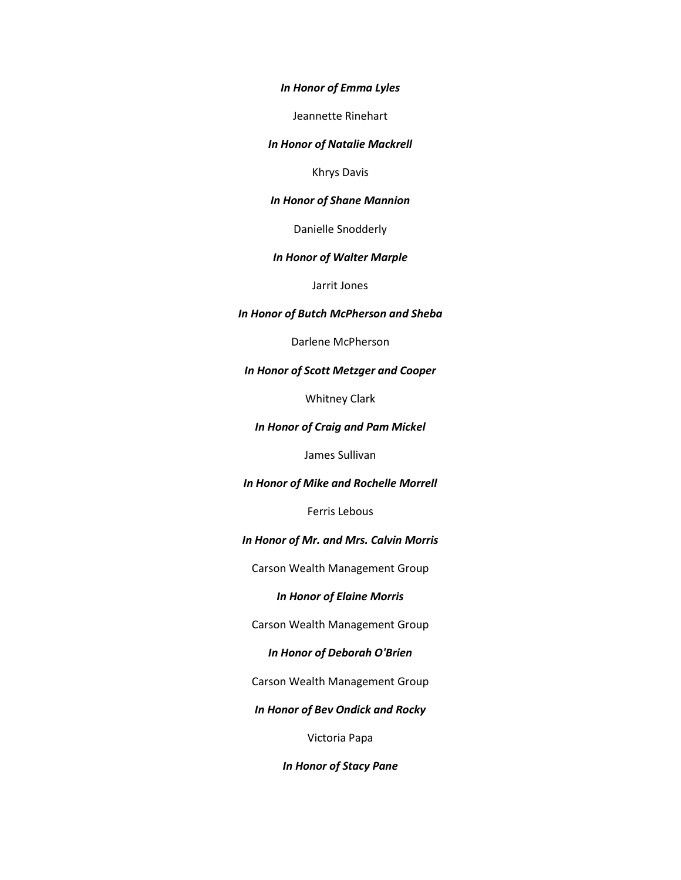***In Honor of Emma Lyles***

Jeannette Rinehart

***In Honor of Natalie Mackrell***

Khrys Davis

***In Honor of Shane Mannion***

Danielle Snodderly

***In Honor of Walter Marple***

Jarrit Jones

***In Honor of Butch McPherson and Sheba***

Darlene McPherson

***In Honor of Scott Metzger and Cooper***

Whitney Clark

***In Honor of Craig and Pam Mickel***

James Sullivan

***In Honor of Mike and Rochelle Morrell***

Ferris Lebous

***In Honor of Mr. and Mrs. Calvin Morris***

Carson Wealth Management Group

***In Honor of Elaine Morris***

Carson Wealth Management Group

***In Honor of Deborah O'Brien***

Carson Wealth Management Group

***In Honor of Bev Ondick and Rocky***

Victoria Papa

***In Honor of Stacy Pane***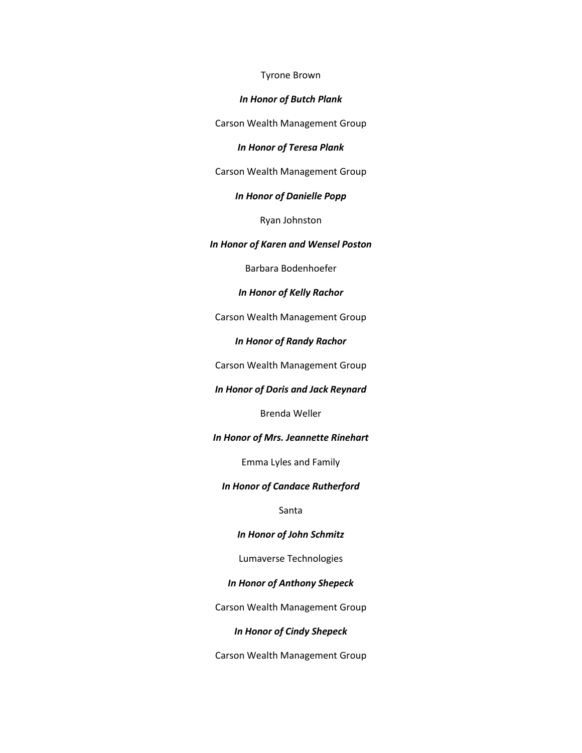Tyrone Brown

***In Honor of Butch Plank***

Carson Wealth Management Group

***In Honor of Teresa Plank***

Carson Wealth Management Group

***In Honor of Danielle Popp***

Ryan Johnston

***In Honor of Karen and Wensel Poston***

Barbara Bodenhoefer

***In Honor of Kelly Rachor***

Carson Wealth Management Group

***In Honor of Randy Rachor***

Carson Wealth Management Group

***In Honor of Doris and Jack Reynard***

Brenda Weller

***In Honor of Mrs. Jeannette Rinehart***

Emma Lyles and Family

***In Honor of Candace Rutherford***

Santa

***In Honor of John Schmitz***

Lumaverse Technologies

***In Honor of Anthony Shepeck***

Carson Wealth Management Group

***In Honor of Cindy Shepeck***

Carson Wealth Management Group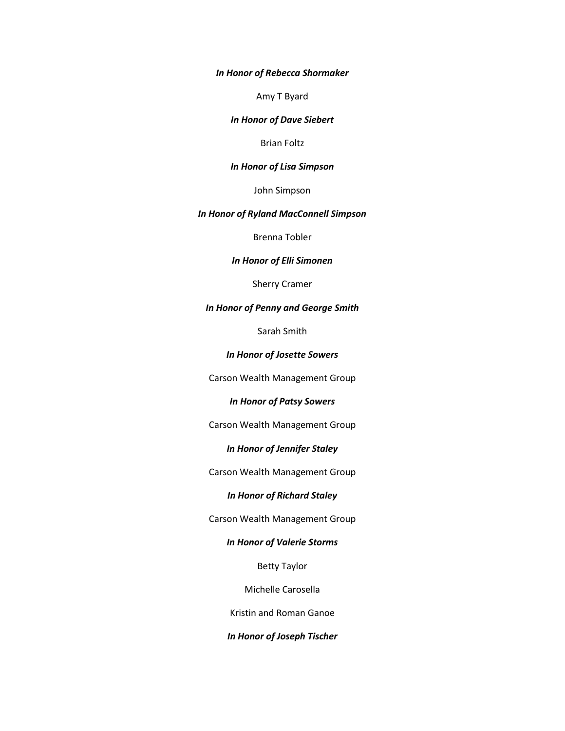***In Honor of Rebecca Shormaker***

Amy T Byard

***In Honor of Dave Siebert***

Brian Foltz

***In Honor of Lisa Simpson***

John Simpson

***In Honor of Ryland MacConnell Simpson***

Brenna Tobler

***In Honor of Elli Simonen***

Sherry Cramer

***In Honor of Penny and George Smith***

Sarah Smith

***In Honor of Josette Sowers***

Carson Wealth Management Group

***In Honor of Patsy Sowers***

Carson Wealth Management Group

***In Honor of Jennifer Staley***

Carson Wealth Management Group

***In Honor of Richard Staley***

Carson Wealth Management Group

***In Honor of Valerie Storms***

Betty Taylor

Michelle Carosella

Kristin and Roman Ganoe

***In Honor of Joseph Tischer***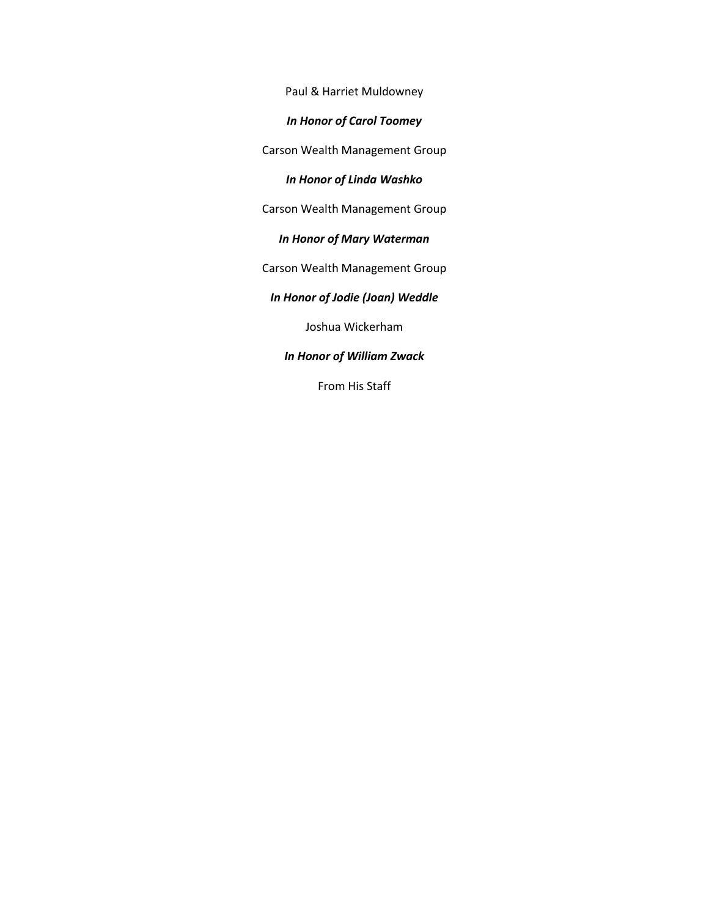Paul & Harriet Muldowney

***In Honor of Carol Toomey***

Carson Wealth Management Group

***In Honor of Linda Washko***

Carson Wealth Management Group

***In Honor of Mary Waterman***

Carson Wealth Management Group

***In Honor of Jodie (Joan) Weddle***

Joshua Wickerham

***In Honor of William Zwack***

From His Staff